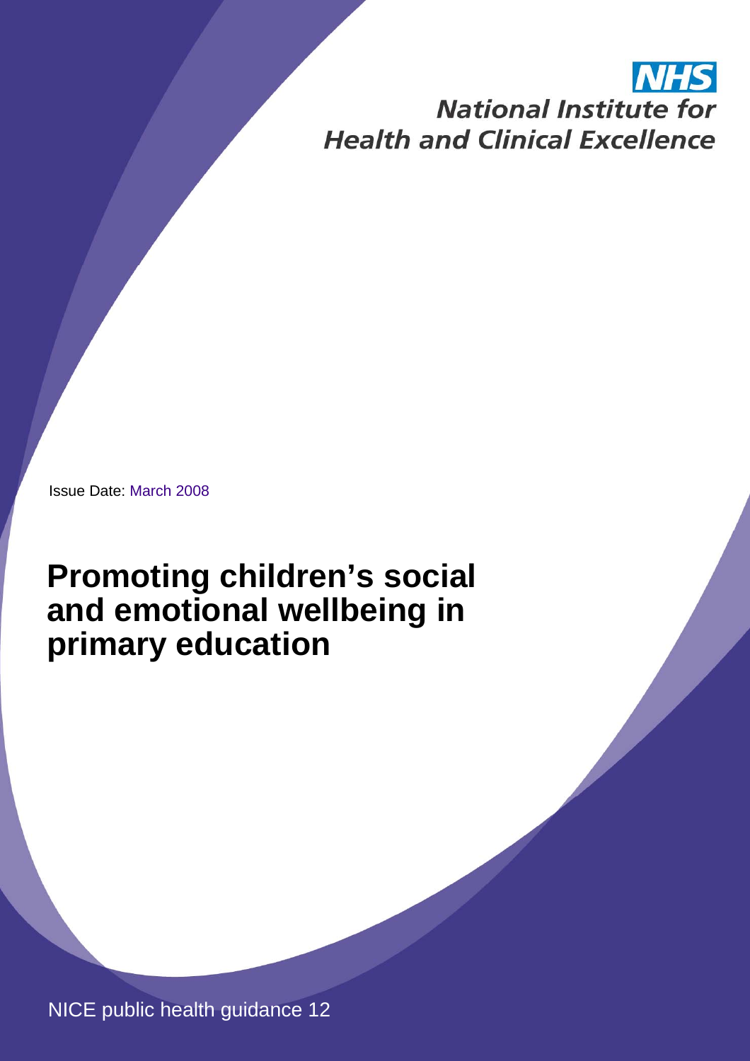NHS
National Institute for
Health and Clinical Excellence

Issue Date: March 2008

# Promoting children's social and emotional wellbeing in primary education

NICE public health guidance 12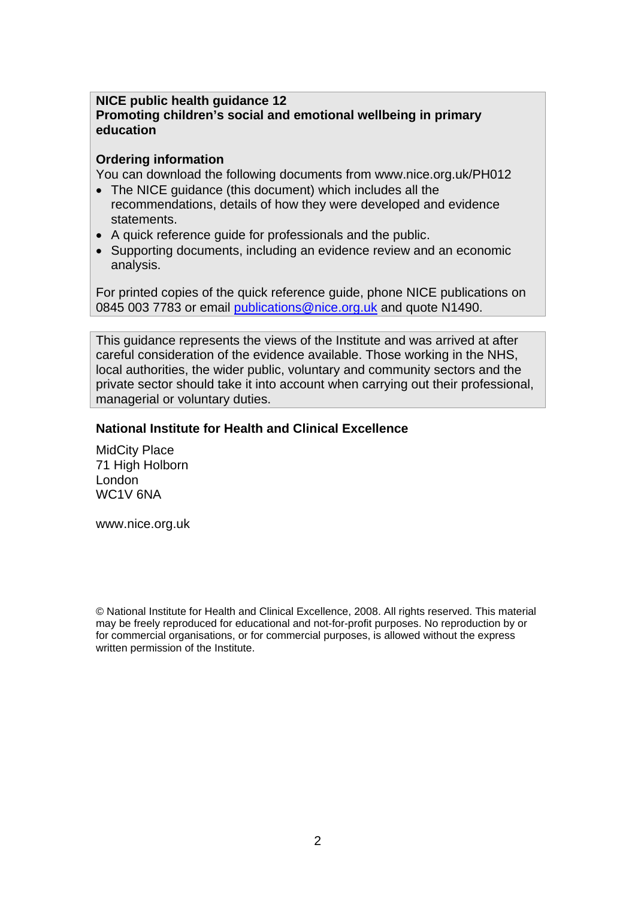**NICE public health guidance 12**
**Promoting children's social and emotional wellbeing in primary education**

**Ordering information**

You can download the following documents from www.nice.org.uk/PH012

- The NICE guidance (this document) which includes all the recommendations, details of how they were developed and evidence statements.
- A quick reference guide for professionals and the public.
- Supporting documents, including an evidence review and an economic analysis.

For printed copies of the quick reference guide, phone NICE publications on 0845 003 7783 or email publications@nice.org.uk and quote N1490.

This guidance represents the views of the Institute and was arrived at after careful consideration of the evidence available. Those working in the NHS, local authorities, the wider public, voluntary and community sectors and the private sector should take it into account when carrying out their professional, managerial or voluntary duties.

**National Institute for Health and Clinical Excellence**

MidCity Place
71 High Holborn
London
WC1V 6NA

www.nice.org.uk

© National Institute for Health and Clinical Excellence, 2008. All rights reserved. This material may be freely reproduced for educational and not-for-profit purposes. No reproduction by or for commercial organisations, or for commercial purposes, is allowed without the express written permission of the Institute.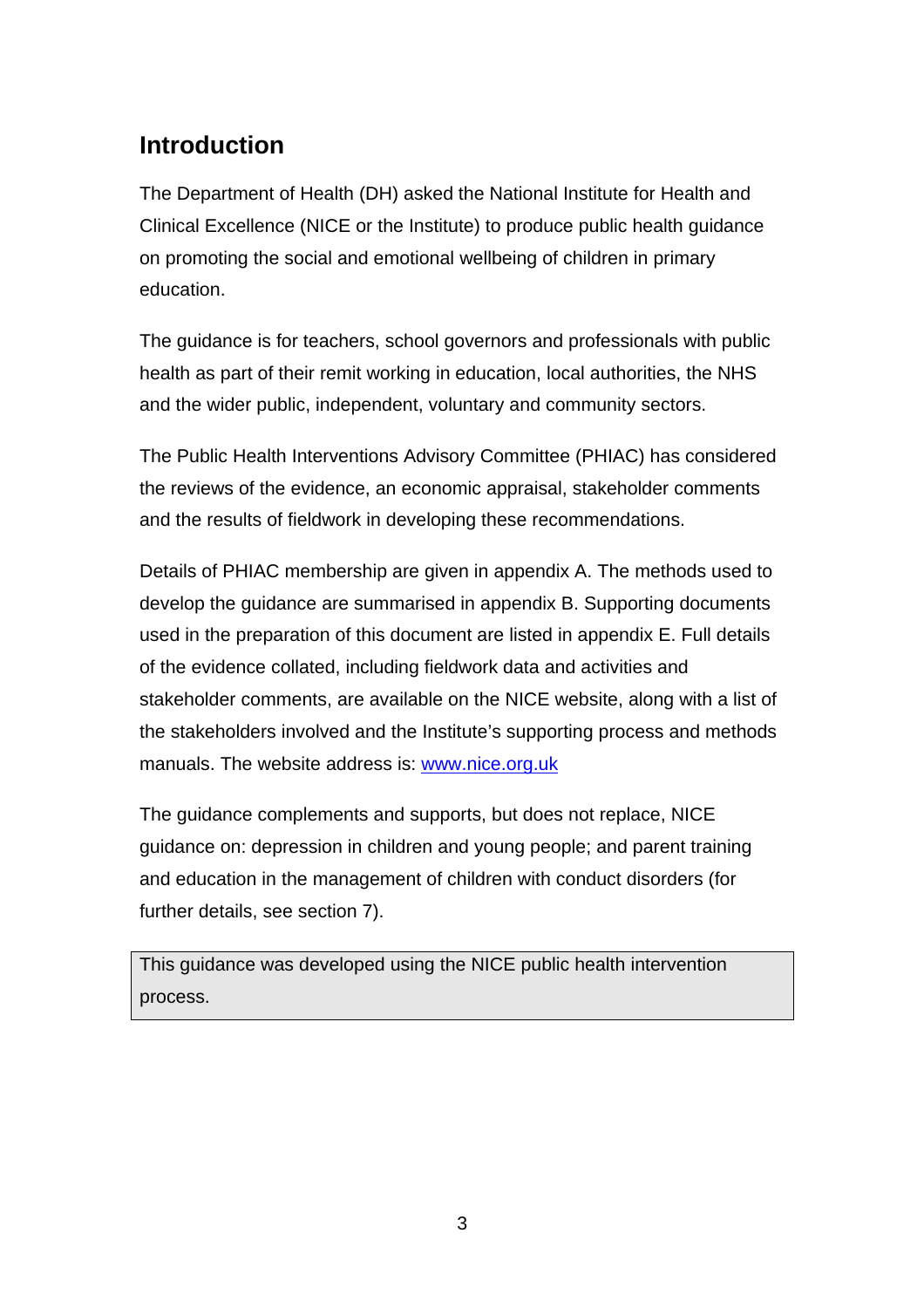## Introduction

The Department of Health (DH) asked the National Institute for Health and Clinical Excellence (NICE or the Institute) to produce public health guidance on promoting the social and emotional wellbeing of children in primary education.

The guidance is for teachers, school governors and professionals with public health as part of their remit working in education, local authorities, the NHS and the wider public, independent, voluntary and community sectors.

The Public Health Interventions Advisory Committee (PHIAC) has considered the reviews of the evidence, an economic appraisal, stakeholder comments and the results of fieldwork in developing these recommendations.

Details of PHIAC membership are given in appendix A. The methods used to develop the guidance are summarised in appendix B. Supporting documents used in the preparation of this document are listed in appendix E. Full details of the evidence collated, including fieldwork data and activities and stakeholder comments, are available on the NICE website, along with a list of the stakeholders involved and the Institute's supporting process and methods manuals. The website address is: [www.nice.org.uk](http://www.nice.org.uk)

The guidance complements and supports, but does not replace, NICE guidance on: depression in children and young people; and parent training and education in the management of children with conduct disorders (for further details, see section 7).

| This guidance was developed using the NICE public health intervention process. |
| --- |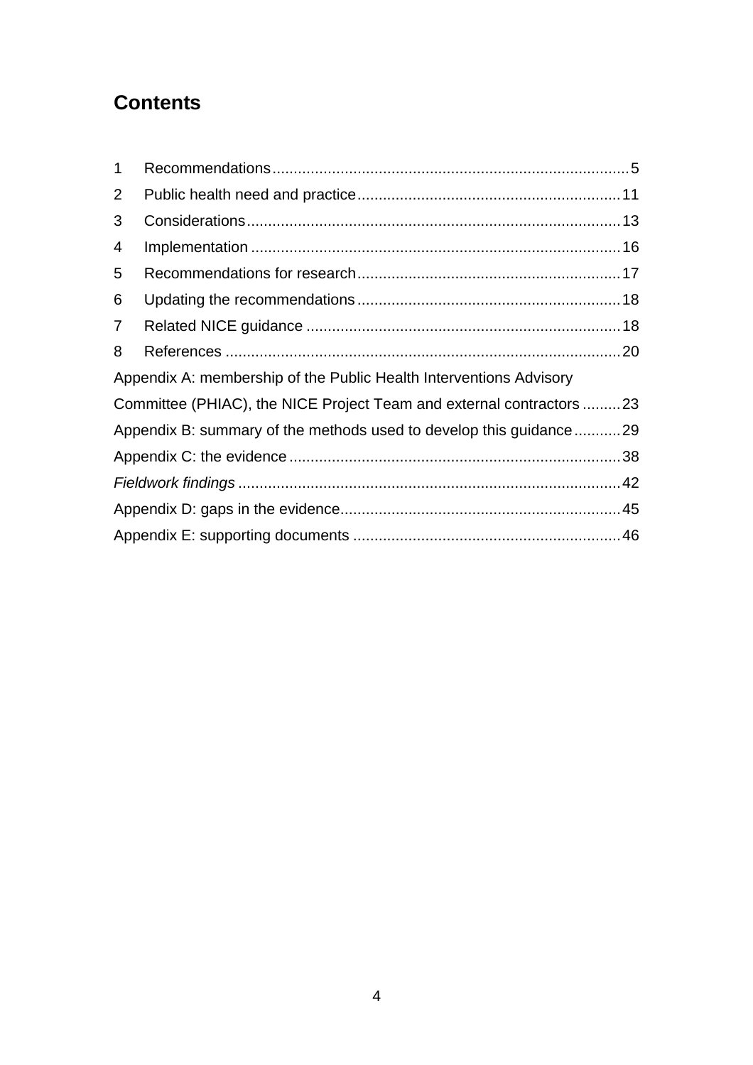## Contents

1 Recommendations .......... 5
2 Public health need and practice .......... 11
3 Considerations .......... 13
4 Implementation .......... 16
5 Recommendations for research .......... 17
6 Updating the recommendations .......... 18
7 Related NICE guidance .......... 18
8 References .......... 20

Appendix A: membership of the Public Health Interventions Advisory Committee (PHIAC), the NICE Project Team and external contractors .......... 23

Appendix B: summary of the methods used to develop this guidance .......... 29

Appendix C: the evidence .......... 38

*Fieldwork findings* .......... 42

Appendix D: gaps in the evidence .......... 45

Appendix E: supporting documents .......... 46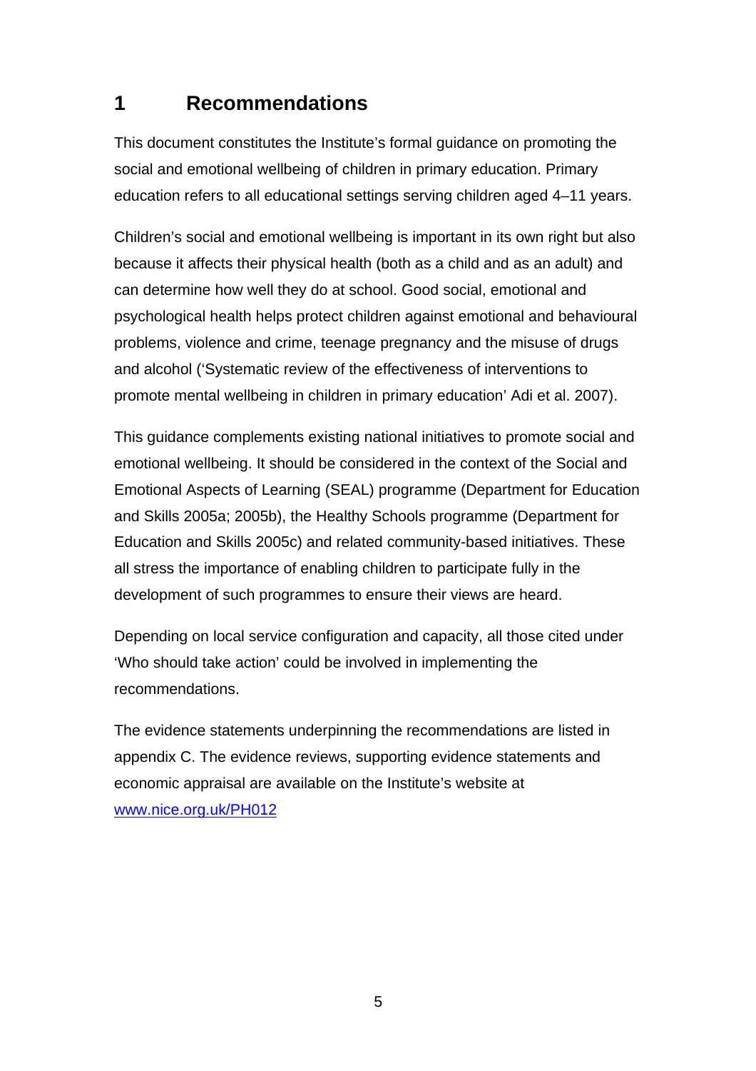# 1 Recommendations

This document constitutes the Institute's formal guidance on promoting the social and emotional wellbeing of children in primary education. Primary education refers to all educational settings serving children aged 4–11 years.

Children's social and emotional wellbeing is important in its own right but also because it affects their physical health (both as a child and as an adult) and can determine how well they do at school. Good social, emotional and psychological health helps protect children against emotional and behavioural problems, violence and crime, teenage pregnancy and the misuse of drugs and alcohol ('Systematic review of the effectiveness of interventions to promote mental wellbeing in children in primary education' Adi et al. 2007).

This guidance complements existing national initiatives to promote social and emotional wellbeing. It should be considered in the context of the Social and Emotional Aspects of Learning (SEAL) programme (Department for Education and Skills 2005a; 2005b), the Healthy Schools programme (Department for Education and Skills 2005c) and related community-based initiatives. These all stress the importance of enabling children to participate fully in the development of such programmes to ensure their views are heard.

Depending on local service configuration and capacity, all those cited under 'Who should take action' could be involved in implementing the recommendations.

The evidence statements underpinning the recommendations are listed in appendix C. The evidence reviews, supporting evidence statements and economic appraisal are available on the Institute's website at [www.nice.org.uk/PH012](http://www.nice.org.uk/PH012)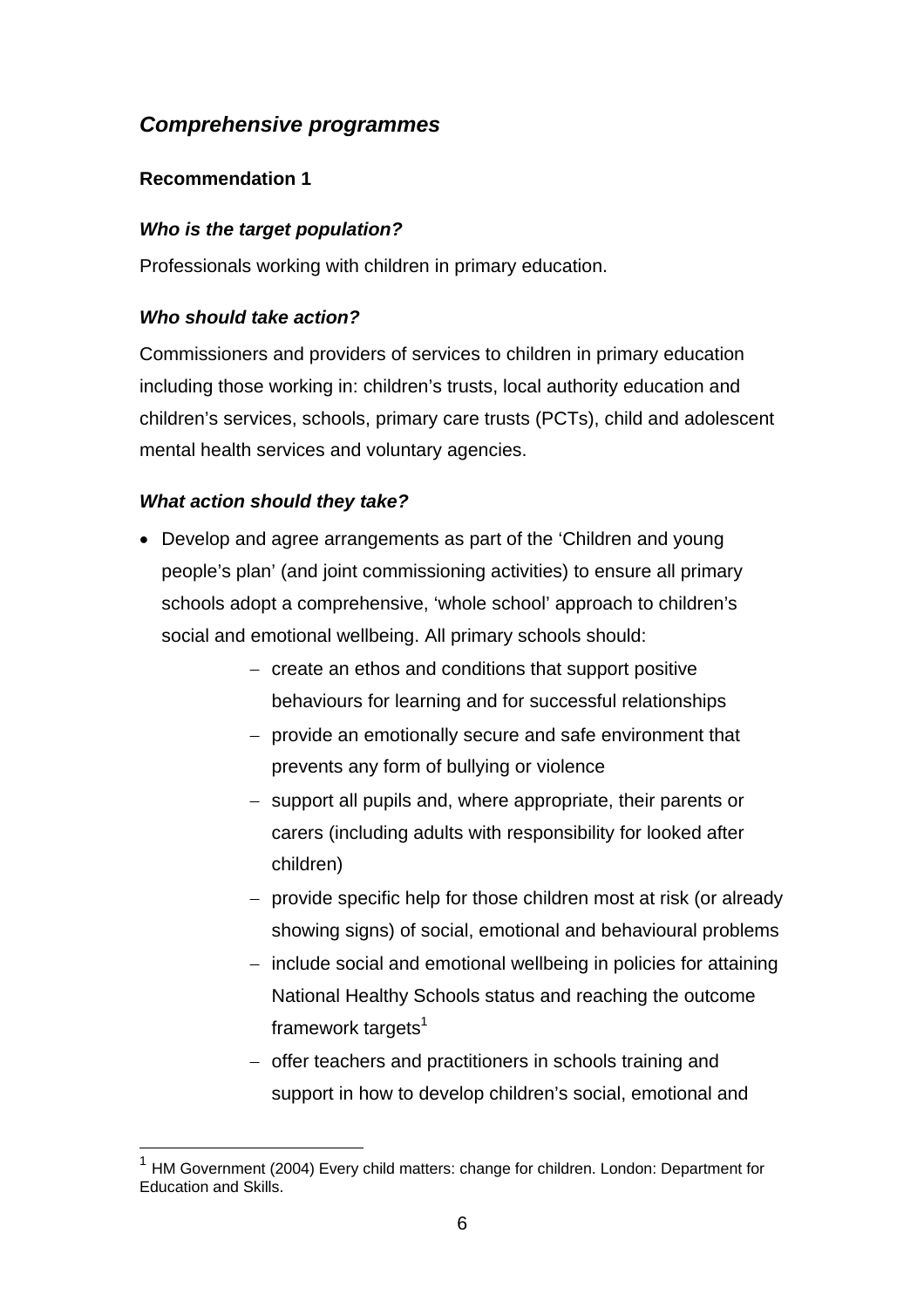## *Comprehensive programmes*

### Recommendation 1

#### *Who is the target population?*

Professionals working with children in primary education.

#### *Who should take action?*

Commissioners and providers of services to children in primary education including those working in: children's trusts, local authority education and children's services, schools, primary care trusts (PCTs), child and adolescent mental health services and voluntary agencies.

#### *What action should they take?*

- Develop and agree arrangements as part of the 'Children and young people's plan' (and joint commissioning activities) to ensure all primary schools adopt a comprehensive, 'whole school' approach to children's social and emotional wellbeing. All primary schools should:
  - create an ethos and conditions that support positive behaviours for learning and for successful relationships
  - provide an emotionally secure and safe environment that prevents any form of bullying or violence
  - support all pupils and, where appropriate, their parents or carers (including adults with responsibility for looked after children)
  - provide specific help for those children most at risk (or already showing signs) of social, emotional and behavioural problems
  - include social and emotional wellbeing in policies for attaining National Healthy Schools status and reaching the outcome framework targets[1]
  - offer teachers and practitioners in schools training and support in how to develop children's social, emotional and

---

[1] HM Government (2004) Every child matters: change for children. London: Department for Education and Skills.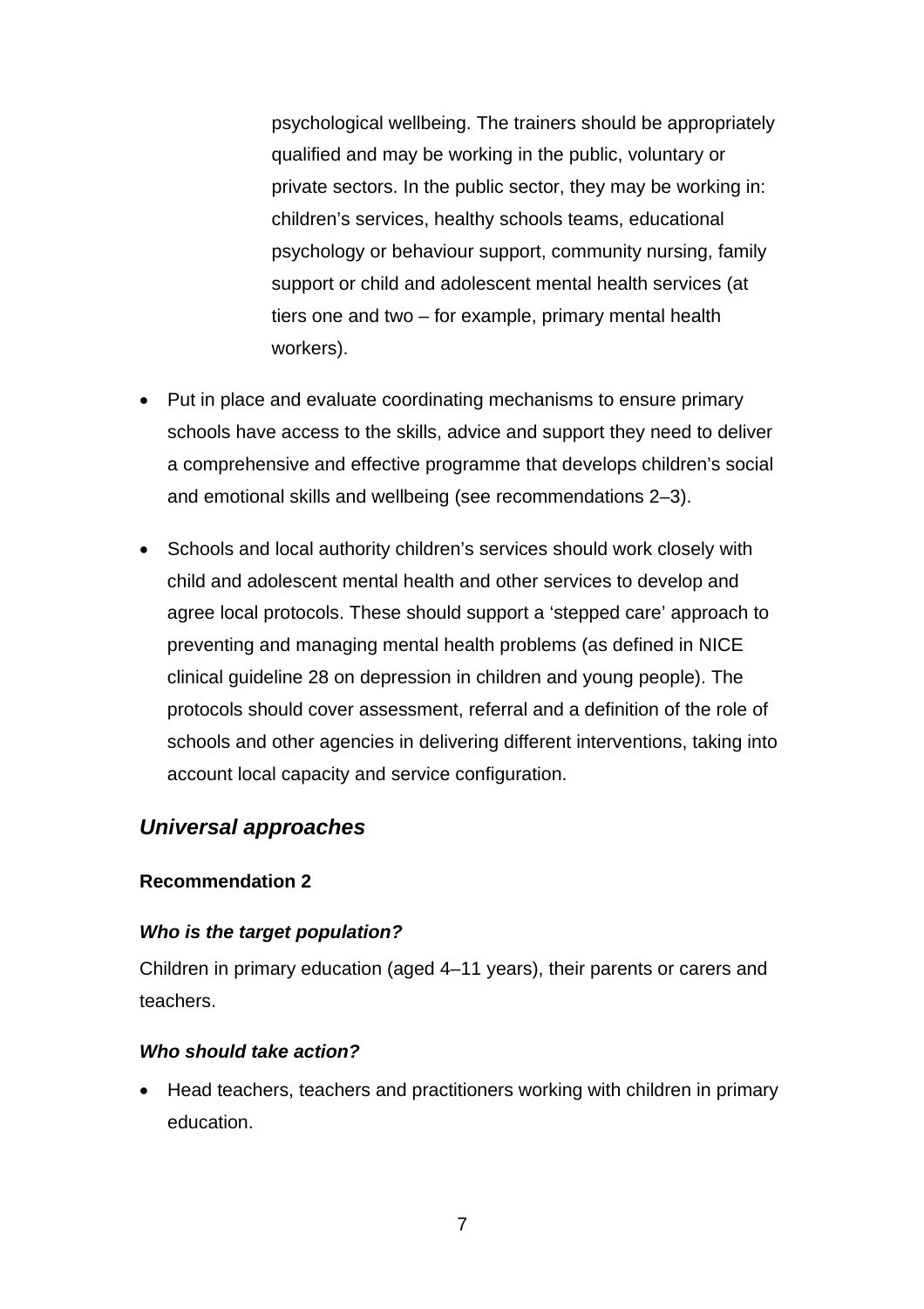psychological wellbeing. The trainers should be appropriately qualified and may be working in the public, voluntary or private sectors. In the public sector, they may be working in: children's services, healthy schools teams, educational psychology or behaviour support, community nursing, family support or child and adolescent mental health services (at tiers one and two – for example, primary mental health workers).

- Put in place and evaluate coordinating mechanisms to ensure primary schools have access to the skills, advice and support they need to deliver a comprehensive and effective programme that develops children's social and emotional skills and wellbeing (see recommendations 2–3).
- Schools and local authority children's services should work closely with child and adolescent mental health and other services to develop and agree local protocols. These should support a 'stepped care' approach to preventing and managing mental health problems (as defined in NICE clinical guideline 28 on depression in children and young people). The protocols should cover assessment, referral and a definition of the role of schools and other agencies in delivering different interventions, taking into account local capacity and service configuration.

## *Universal approaches*

**Recommendation 2**

***Who is the target population?***

Children in primary education (aged 4–11 years), their parents or carers and teachers.

***Who should take action?***

- Head teachers, teachers and practitioners working with children in primary education.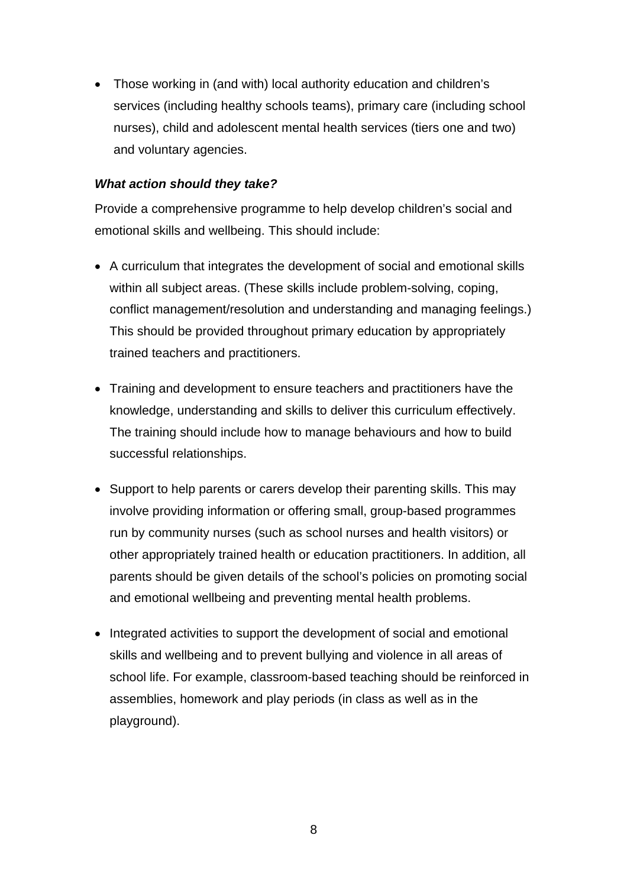- Those working in (and with) local authority education and children's services (including healthy schools teams), primary care (including school nurses), child and adolescent mental health services (tiers one and two) and voluntary agencies.

***What action should they take?***

Provide a comprehensive programme to help develop children's social and emotional skills and wellbeing. This should include:

- A curriculum that integrates the development of social and emotional skills within all subject areas. (These skills include problem-solving, coping, conflict management/resolution and understanding and managing feelings.) This should be provided throughout primary education by appropriately trained teachers and practitioners.

- Training and development to ensure teachers and practitioners have the knowledge, understanding and skills to deliver this curriculum effectively. The training should include how to manage behaviours and how to build successful relationships.

- Support to help parents or carers develop their parenting skills. This may involve providing information or offering small, group-based programmes run by community nurses (such as school nurses and health visitors) or other appropriately trained health or education practitioners. In addition, all parents should be given details of the school's policies on promoting social and emotional wellbeing and preventing mental health problems.

- Integrated activities to support the development of social and emotional skills and wellbeing and to prevent bullying and violence in all areas of school life. For example, classroom-based teaching should be reinforced in assemblies, homework and play periods (in class as well as in the playground).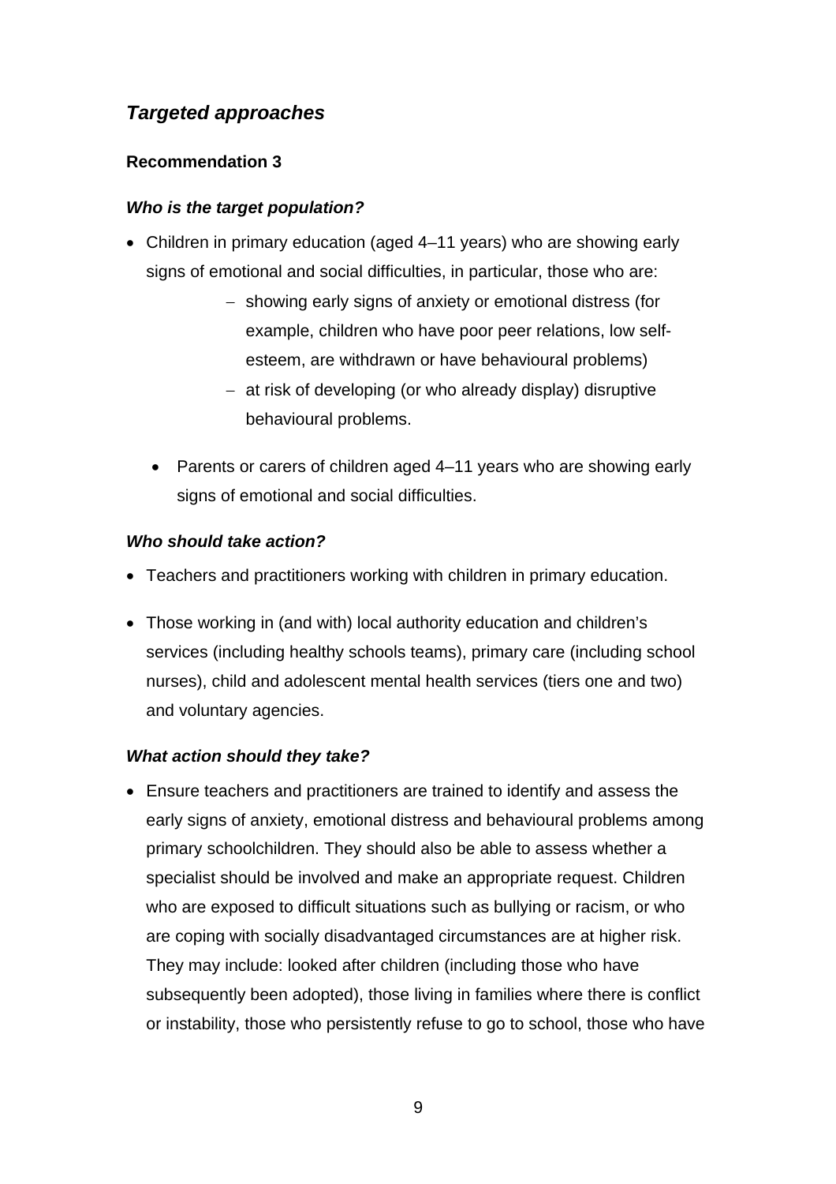## *Targeted approaches*

### Recommendation 3

#### *Who is the target population?*

- Children in primary education (aged 4–11 years) who are showing early signs of emotional and social difficulties, in particular, those who are:
  - showing early signs of anxiety or emotional distress (for example, children who have poor peer relations, low self-esteem, are withdrawn or have behavioural problems)
  - at risk of developing (or who already display) disruptive behavioural problems.
- Parents or carers of children aged 4–11 years who are showing early signs of emotional and social difficulties.

#### *Who should take action?*

- Teachers and practitioners working with children in primary education.
- Those working in (and with) local authority education and children's services (including healthy schools teams), primary care (including school nurses), child and adolescent mental health services (tiers one and two) and voluntary agencies.

#### *What action should they take?*

- Ensure teachers and practitioners are trained to identify and assess the early signs of anxiety, emotional distress and behavioural problems among primary schoolchildren. They should also be able to assess whether a specialist should be involved and make an appropriate request. Children who are exposed to difficult situations such as bullying or racism, or who are coping with socially disadvantaged circumstances are at higher risk. They may include: looked after children (including those who have subsequently been adopted), those living in families where there is conflict or instability, those who persistently refuse to go to school, those who have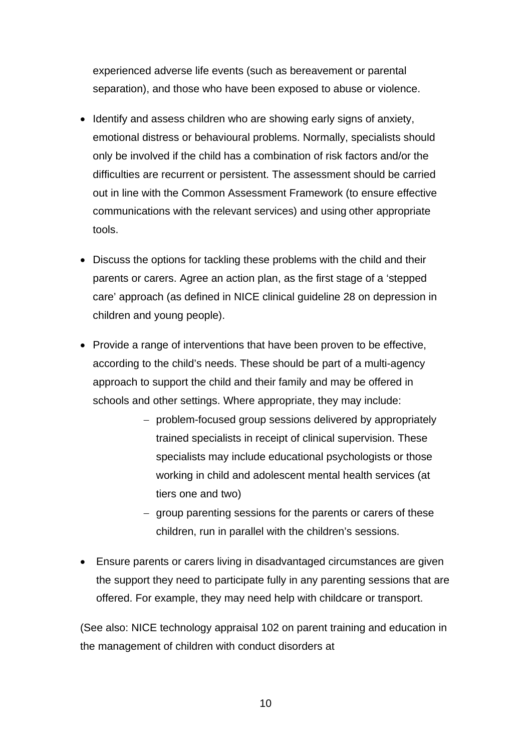experienced adverse life events (such as bereavement or parental separation), and those who have been exposed to abuse or violence.

- Identify and assess children who are showing early signs of anxiety, emotional distress or behavioural problems. Normally, specialists should only be involved if the child has a combination of risk factors and/or the difficulties are recurrent or persistent. The assessment should be carried out in line with the Common Assessment Framework (to ensure effective communications with the relevant services) and using other appropriate tools.
- Discuss the options for tackling these problems with the child and their parents or carers. Agree an action plan, as the first stage of a 'stepped care' approach (as defined in NICE clinical guideline 28 on depression in children and young people).
- Provide a range of interventions that have been proven to be effective, according to the child's needs. These should be part of a multi-agency approach to support the child and their family and may be offered in schools and other settings. Where appropriate, they may include:
  - problem-focused group sessions delivered by appropriately trained specialists in receipt of clinical supervision. These specialists may include educational psychologists or those working in child and adolescent mental health services (at tiers one and two)
  - group parenting sessions for the parents or carers of these children, run in parallel with the children's sessions.
- Ensure parents or carers living in disadvantaged circumstances are given the support they need to participate fully in any parenting sessions that are offered. For example, they may need help with childcare or transport.

(See also: NICE technology appraisal 102 on parent training and education in the management of children with conduct disorders at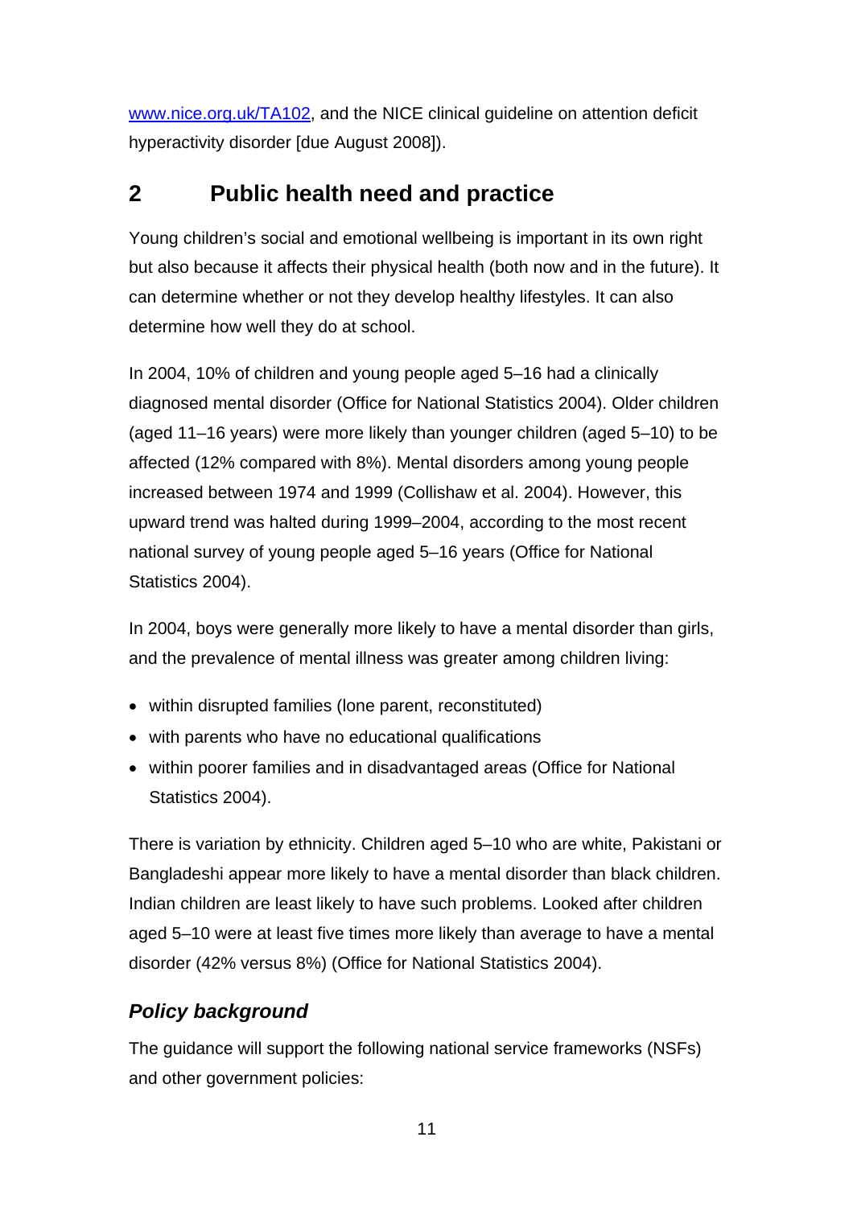www.nice.org.uk/TA102, and the NICE clinical guideline on attention deficit hyperactivity disorder [due August 2008]).

## 2 Public health need and practice

Young children's social and emotional wellbeing is important in its own right but also because it affects their physical health (both now and in the future). It can determine whether or not they develop healthy lifestyles. It can also determine how well they do at school.

In 2004, 10% of children and young people aged 5–16 had a clinically diagnosed mental disorder (Office for National Statistics 2004). Older children (aged 11–16 years) were more likely than younger children (aged 5–10) to be affected (12% compared with 8%). Mental disorders among young people increased between 1974 and 1999 (Collishaw et al. 2004). However, this upward trend was halted during 1999–2004, according to the most recent national survey of young people aged 5–16 years (Office for National Statistics 2004).

In 2004, boys were generally more likely to have a mental disorder than girls, and the prevalence of mental illness was greater among children living:

- within disrupted families (lone parent, reconstituted)
- with parents who have no educational qualifications
- within poorer families and in disadvantaged areas (Office for National Statistics 2004).

There is variation by ethnicity. Children aged 5–10 who are white, Pakistani or Bangladeshi appear more likely to have a mental disorder than black children. Indian children are least likely to have such problems. Looked after children aged 5–10 were at least five times more likely than average to have a mental disorder (42% versus 8%) (Office for National Statistics 2004).

### *Policy background*

The guidance will support the following national service frameworks (NSFs) and other government policies: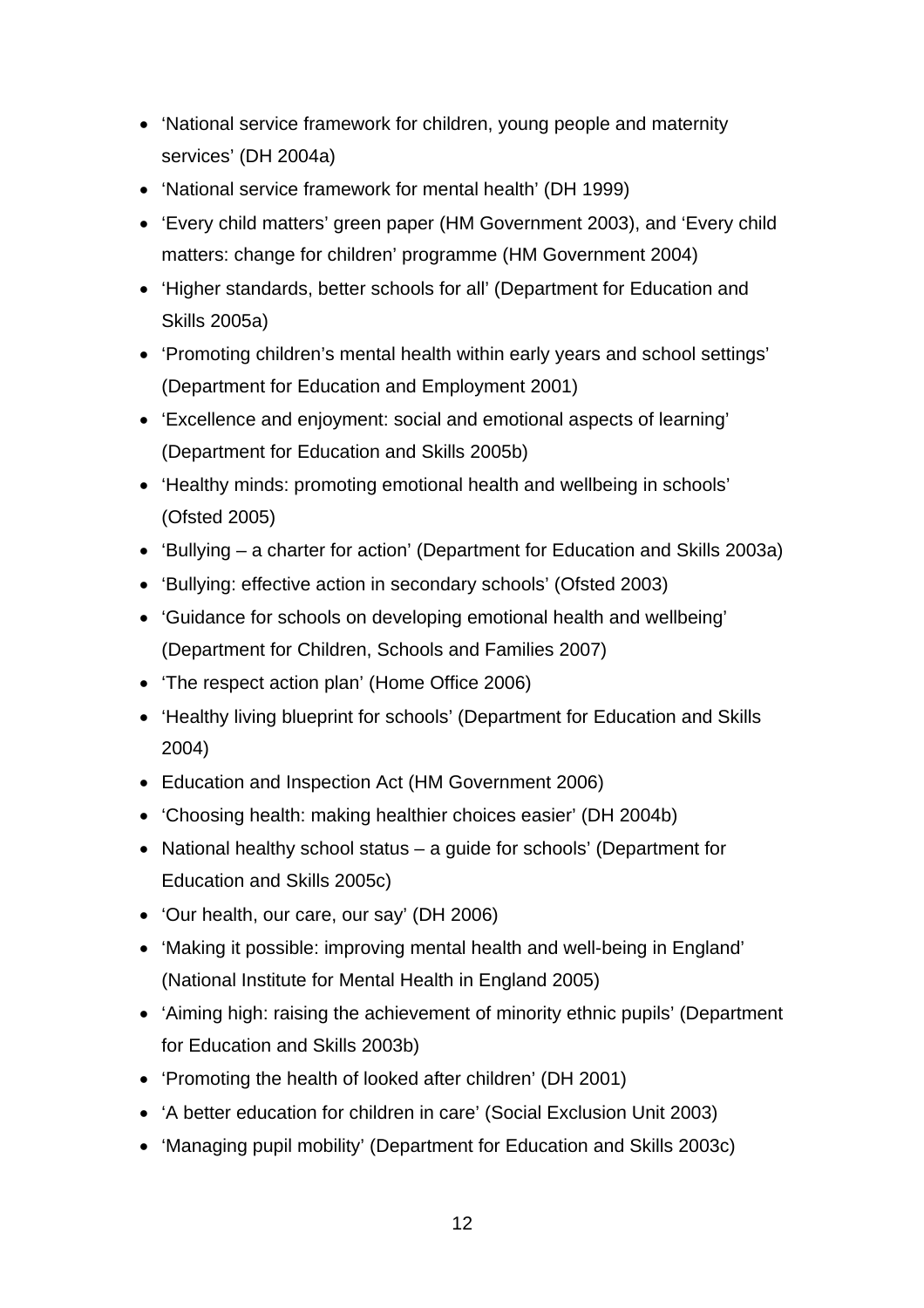- ‘National service framework for children, young people and maternity services’ (DH 2004a)
- ‘National service framework for mental health’ (DH 1999)
- ‘Every child matters’ green paper (HM Government 2003), and ‘Every child matters: change for children’ programme (HM Government 2004)
- ‘Higher standards, better schools for all’ (Department for Education and Skills 2005a)
- ‘Promoting children’s mental health within early years and school settings’ (Department for Education and Employment 2001)
- ‘Excellence and enjoyment: social and emotional aspects of learning’ (Department for Education and Skills 2005b)
- ‘Healthy minds: promoting emotional health and wellbeing in schools’ (Ofsted 2005)
- ‘Bullying – a charter for action’ (Department for Education and Skills 2003a)
- ‘Bullying: effective action in secondary schools’ (Ofsted 2003)
- ‘Guidance for schools on developing emotional health and wellbeing’ (Department for Children, Schools and Families 2007)
- ‘The respect action plan’ (Home Office 2006)
- ‘Healthy living blueprint for schools’ (Department for Education and Skills 2004)
- Education and Inspection Act (HM Government 2006)
- ‘Choosing health: making healthier choices easier’ (DH 2004b)
- National healthy school status – a guide for schools’ (Department for Education and Skills 2005c)
- ‘Our health, our care, our say’ (DH 2006)
- ‘Making it possible: improving mental health and well-being in England’ (National Institute for Mental Health in England 2005)
- ‘Aiming high: raising the achievement of minority ethnic pupils’ (Department for Education and Skills 2003b)
- ‘Promoting the health of looked after children’ (DH 2001)
- ‘A better education for children in care’ (Social Exclusion Unit 2003)
- ‘Managing pupil mobility’ (Department for Education and Skills 2003c)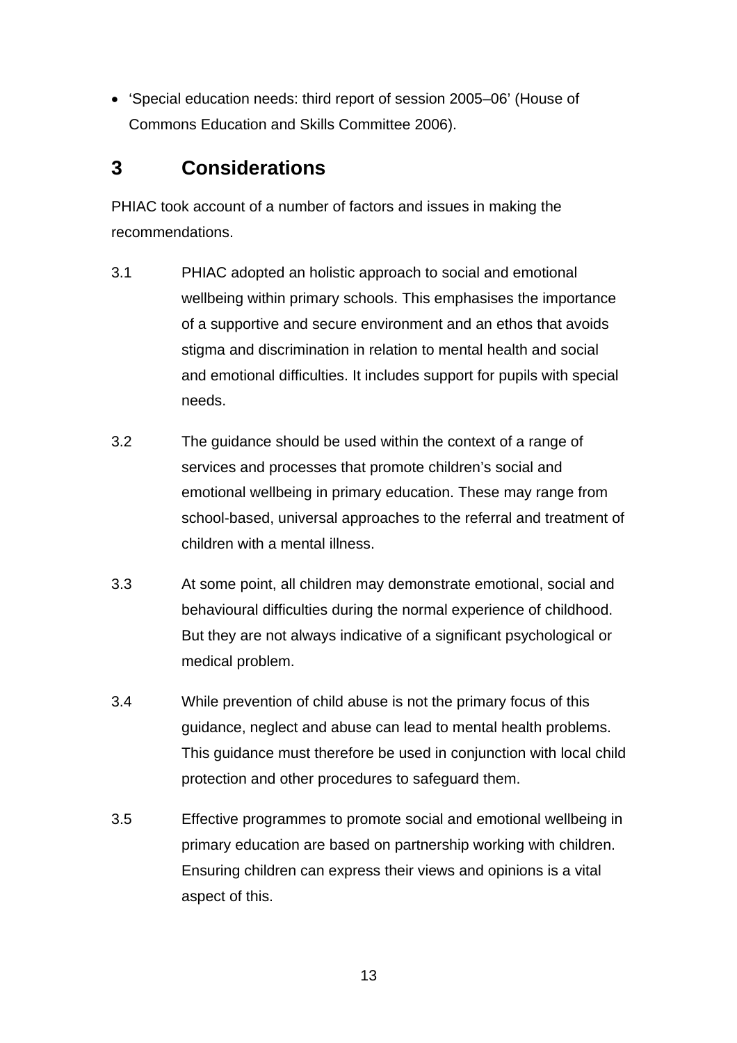- 'Special education needs: third report of session 2005–06' (House of Commons Education and Skills Committee 2006).

## 3 Considerations

PHIAC took account of a number of factors and issues in making the recommendations.

3.1 PHIAC adopted an holistic approach to social and emotional wellbeing within primary schools. This emphasises the importance of a supportive and secure environment and an ethos that avoids stigma and discrimination in relation to mental health and social and emotional difficulties. It includes support for pupils with special needs.

3.2 The guidance should be used within the context of a range of services and processes that promote children's social and emotional wellbeing in primary education. These may range from school-based, universal approaches to the referral and treatment of children with a mental illness.

3.3 At some point, all children may demonstrate emotional, social and behavioural difficulties during the normal experience of childhood. But they are not always indicative of a significant psychological or medical problem.

3.4 While prevention of child abuse is not the primary focus of this guidance, neglect and abuse can lead to mental health problems. This guidance must therefore be used in conjunction with local child protection and other procedures to safeguard them.

3.5 Effective programmes to promote social and emotional wellbeing in primary education are based on partnership working with children. Ensuring children can express their views and opinions is a vital aspect of this.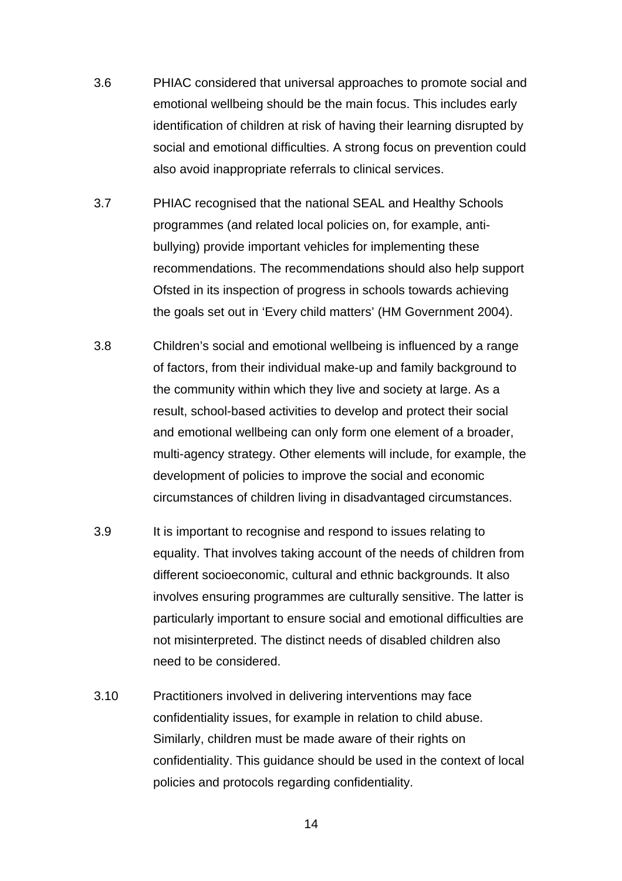3.6 PHIAC considered that universal approaches to promote social and emotional wellbeing should be the main focus. This includes early identification of children at risk of having their learning disrupted by social and emotional difficulties. A strong focus on prevention could also avoid inappropriate referrals to clinical services.

3.7 PHIAC recognised that the national SEAL and Healthy Schools programmes (and related local policies on, for example, anti-bullying) provide important vehicles for implementing these recommendations. The recommendations should also help support Ofsted in its inspection of progress in schools towards achieving the goals set out in 'Every child matters' (HM Government 2004).

3.8 Children's social and emotional wellbeing is influenced by a range of factors, from their individual make-up and family background to the community within which they live and society at large. As a result, school-based activities to develop and protect their social and emotional wellbeing can only form one element of a broader, multi-agency strategy. Other elements will include, for example, the development of policies to improve the social and economic circumstances of children living in disadvantaged circumstances.

3.9 It is important to recognise and respond to issues relating to equality. That involves taking account of the needs of children from different socioeconomic, cultural and ethnic backgrounds. It also involves ensuring programmes are culturally sensitive. The latter is particularly important to ensure social and emotional difficulties are not misinterpreted. The distinct needs of disabled children also need to be considered.

3.10 Practitioners involved in delivering interventions may face confidentiality issues, for example in relation to child abuse. Similarly, children must be made aware of their rights on confidentiality. This guidance should be used in the context of local policies and protocols regarding confidentiality.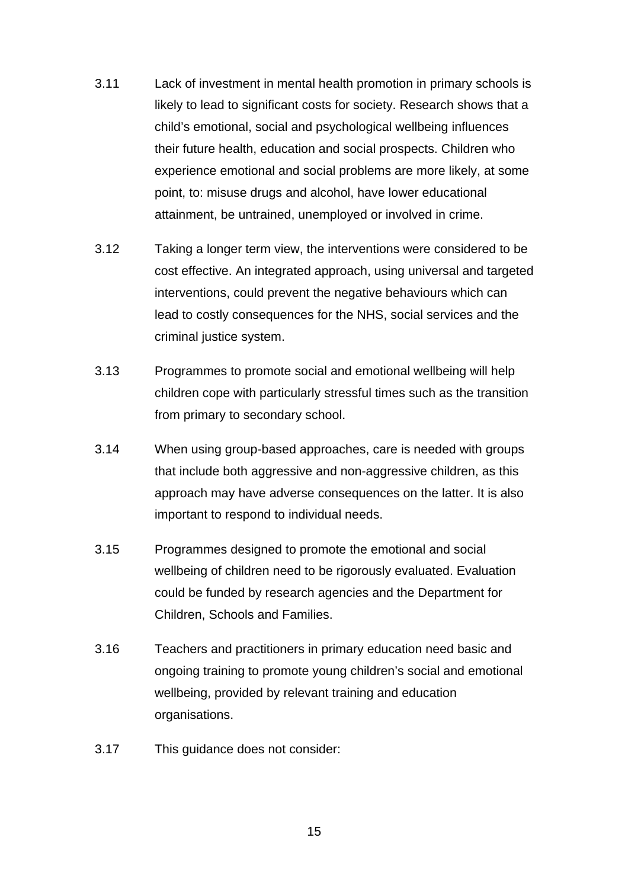3.11 Lack of investment in mental health promotion in primary schools is likely to lead to significant costs for society. Research shows that a child's emotional, social and psychological wellbeing influences their future health, education and social prospects. Children who experience emotional and social problems are more likely, at some point, to: misuse drugs and alcohol, have lower educational attainment, be untrained, unemployed or involved in crime.

3.12 Taking a longer term view, the interventions were considered to be cost effective. An integrated approach, using universal and targeted interventions, could prevent the negative behaviours which can lead to costly consequences for the NHS, social services and the criminal justice system.

3.13 Programmes to promote social and emotional wellbeing will help children cope with particularly stressful times such as the transition from primary to secondary school.

3.14 When using group-based approaches, care is needed with groups that include both aggressive and non-aggressive children, as this approach may have adverse consequences on the latter. It is also important to respond to individual needs.

3.15 Programmes designed to promote the emotional and social wellbeing of children need to be rigorously evaluated. Evaluation could be funded by research agencies and the Department for Children, Schools and Families.

3.16 Teachers and practitioners in primary education need basic and ongoing training to promote young children's social and emotional wellbeing, provided by relevant training and education organisations.

3.17 This guidance does not consider: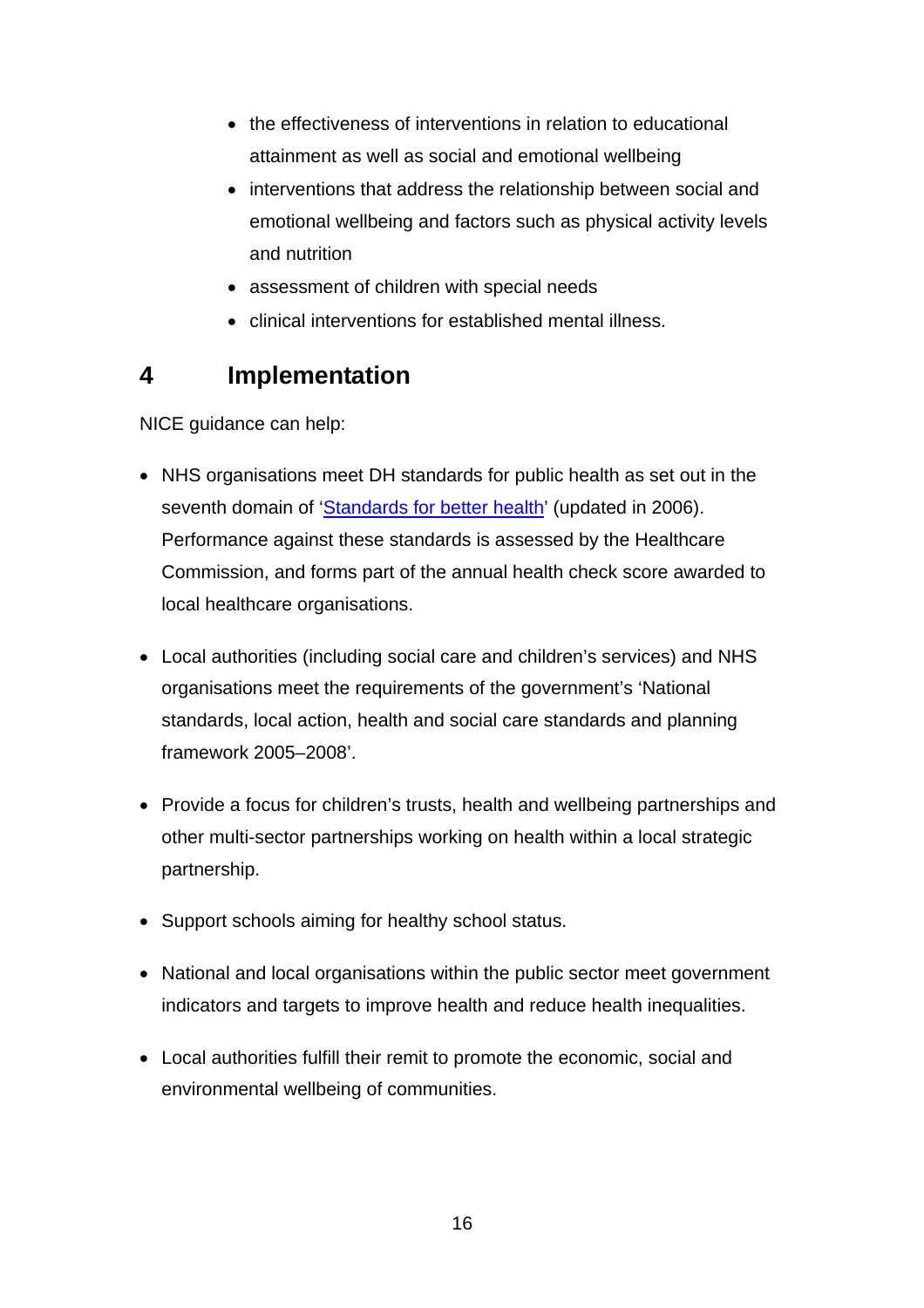- the effectiveness of interventions in relation to educational attainment as well as social and emotional wellbeing
- interventions that address the relationship between social and emotional wellbeing and factors such as physical activity levels and nutrition
- assessment of children with special needs
- clinical interventions for established mental illness.

## 4 Implementation

NICE guidance can help:

- NHS organisations meet DH standards for public health as set out in the seventh domain of '[Standards for better health](#)' (updated in 2006). Performance against these standards is assessed by the Healthcare Commission, and forms part of the annual health check score awarded to local healthcare organisations.

- Local authorities (including social care and children's services) and NHS organisations meet the requirements of the government's 'National standards, local action, health and social care standards and planning framework 2005–2008'.

- Provide a focus for children's trusts, health and wellbeing partnerships and other multi-sector partnerships working on health within a local strategic partnership.

- Support schools aiming for healthy school status.

- National and local organisations within the public sector meet government indicators and targets to improve health and reduce health inequalities.

- Local authorities fulfill their remit to promote the economic, social and environmental wellbeing of communities.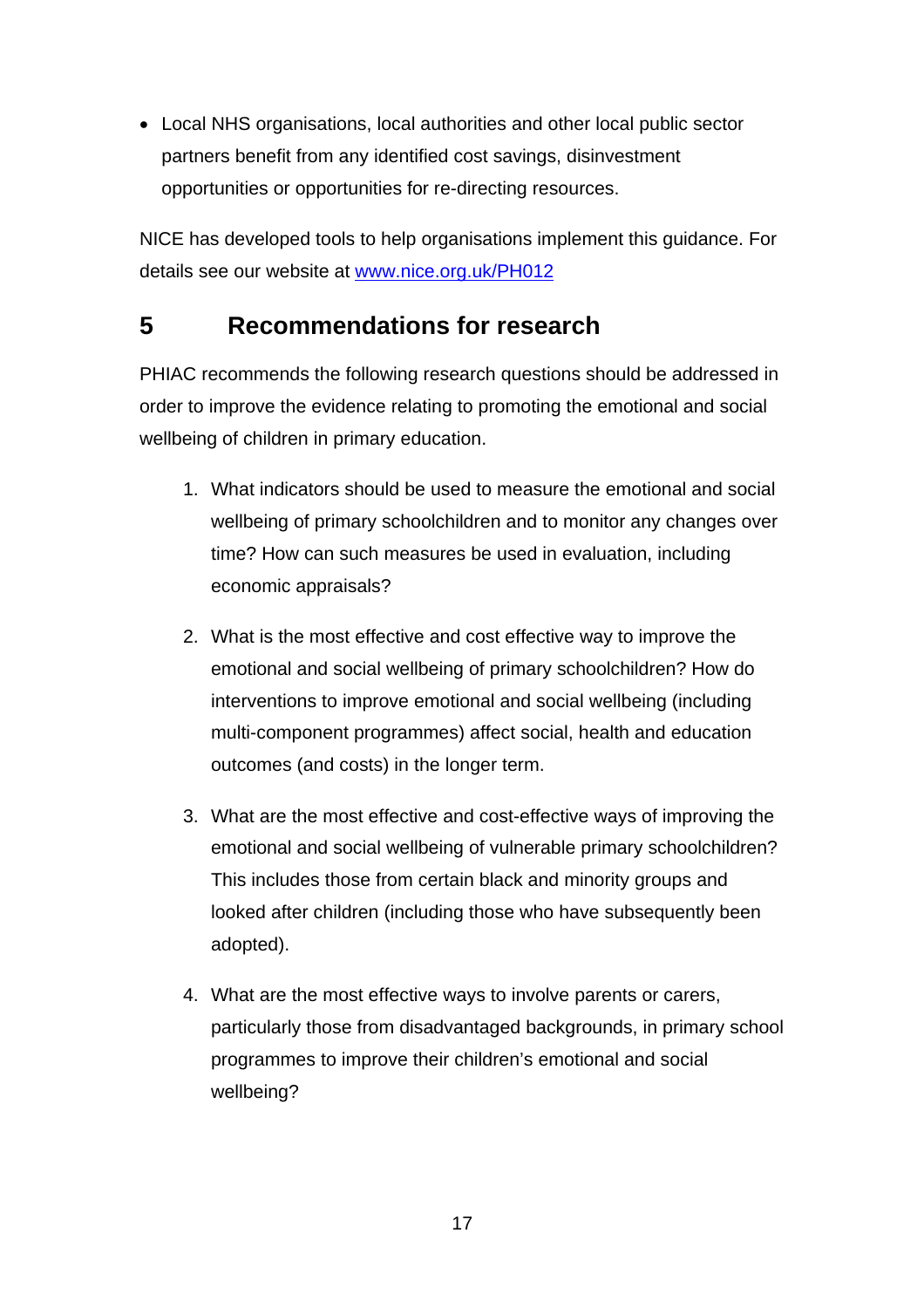- Local NHS organisations, local authorities and other local public sector partners benefit from any identified cost savings, disinvestment opportunities or opportunities for re-directing resources.

NICE has developed tools to help organisations implement this guidance. For details see our website at [www.nice.org.uk/PH012](www.nice.org.uk/PH012)

## 5 Recommendations for research

PHIAC recommends the following research questions should be addressed in order to improve the evidence relating to promoting the emotional and social wellbeing of children in primary education.

1. What indicators should be used to measure the emotional and social wellbeing of primary schoolchildren and to monitor any changes over time? How can such measures be used in evaluation, including economic appraisals?

2. What is the most effective and cost effective way to improve the emotional and social wellbeing of primary schoolchildren? How do interventions to improve emotional and social wellbeing (including multi-component programmes) affect social, health and education outcomes (and costs) in the longer term.

3. What are the most effective and cost-effective ways of improving the emotional and social wellbeing of vulnerable primary schoolchildren? This includes those from certain black and minority groups and looked after children (including those who have subsequently been adopted).

4. What are the most effective ways to involve parents or carers, particularly those from disadvantaged backgrounds, in primary school programmes to improve their children's emotional and social wellbeing?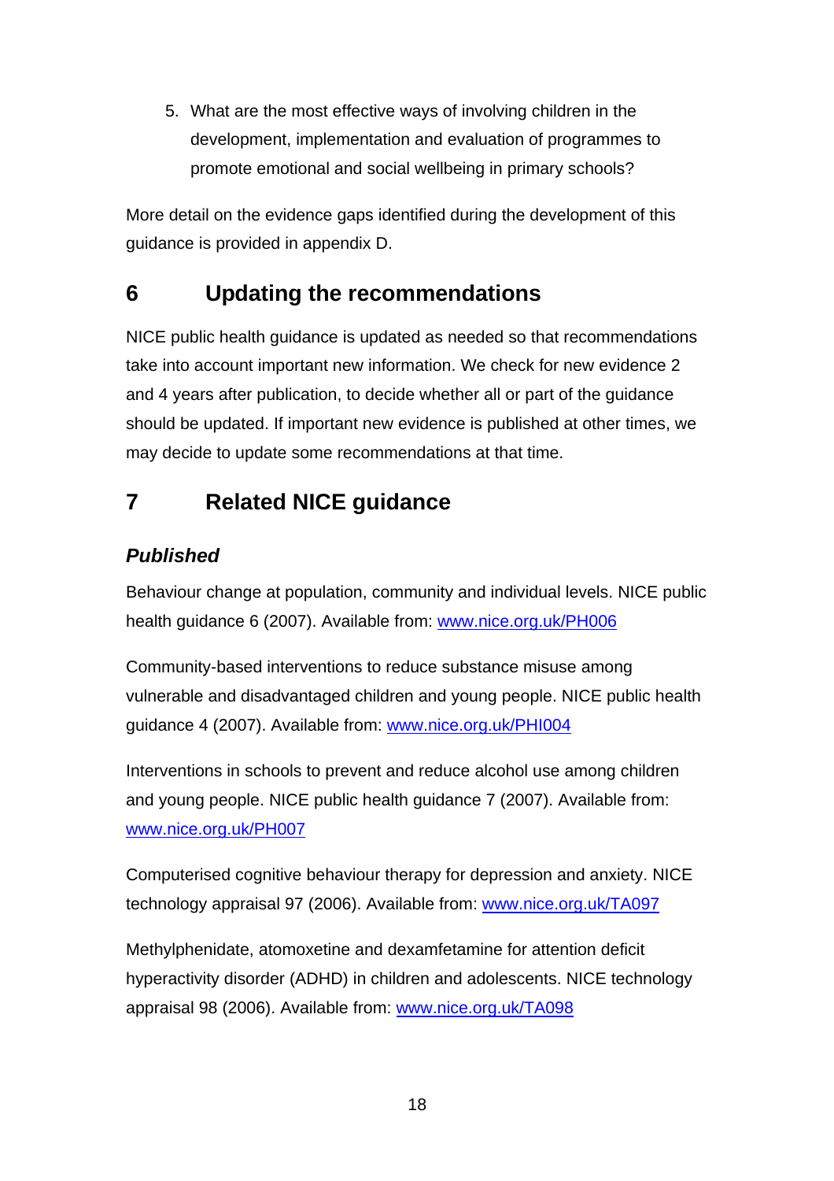5. What are the most effective ways of involving children in the development, implementation and evaluation of programmes to promote emotional and social wellbeing in primary schools?

More detail on the evidence gaps identified during the development of this guidance is provided in appendix D.

## 6 Updating the recommendations

NICE public health guidance is updated as needed so that recommendations take into account important new information. We check for new evidence 2 and 4 years after publication, to decide whether all or part of the guidance should be updated. If important new evidence is published at other times, we may decide to update some recommendations at that time.

## 7 Related NICE guidance

### *Published*

Behaviour change at population, community and individual levels. NICE public health guidance 6 (2007). Available from: [www.nice.org.uk/PH006](http://www.nice.org.uk/PH006)

Community-based interventions to reduce substance misuse among vulnerable and disadvantaged children and young people. NICE public health guidance 4 (2007). Available from: [www.nice.org.uk/PHI004](http://www.nice.org.uk/PHI004)

Interventions in schools to prevent and reduce alcohol use among children and young people. NICE public health guidance 7 (2007). Available from: [www.nice.org.uk/PH007](http://www.nice.org.uk/PH007)

Computerised cognitive behaviour therapy for depression and anxiety. NICE technology appraisal 97 (2006). Available from: [www.nice.org.uk/TA097](http://www.nice.org.uk/TA097)

Methylphenidate, atomoxetine and dexamfetamine for attention deficit hyperactivity disorder (ADHD) in children and adolescents. NICE technology appraisal 98 (2006). Available from: [www.nice.org.uk/TA098](http://www.nice.org.uk/TA098)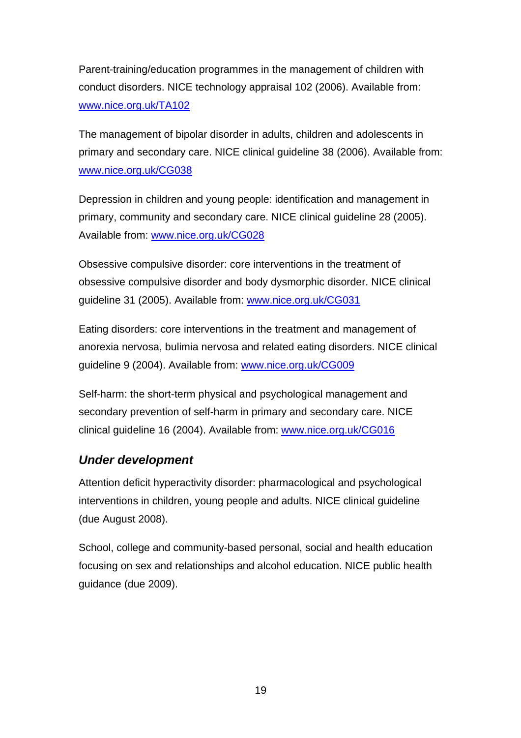Parent-training/education programmes in the management of children with conduct disorders. NICE technology appraisal 102 (2006). Available from: www.nice.org.uk/TA102

The management of bipolar disorder in adults, children and adolescents in primary and secondary care. NICE clinical guideline 38 (2006). Available from: www.nice.org.uk/CG038

Depression in children and young people: identification and management in primary, community and secondary care. NICE clinical guideline 28 (2005). Available from: www.nice.org.uk/CG028

Obsessive compulsive disorder: core interventions in the treatment of obsessive compulsive disorder and body dysmorphic disorder. NICE clinical guideline 31 (2005). Available from: www.nice.org.uk/CG031

Eating disorders: core interventions in the treatment and management of anorexia nervosa, bulimia nervosa and related eating disorders. NICE clinical guideline 9 (2004). Available from: www.nice.org.uk/CG009

Self-harm: the short-term physical and psychological management and secondary prevention of self-harm in primary and secondary care. NICE clinical guideline 16 (2004). Available from: www.nice.org.uk/CG016

### *Under development*

Attention deficit hyperactivity disorder: pharmacological and psychological interventions in children, young people and adults. NICE clinical guideline (due August 2008).

School, college and community-based personal, social and health education focusing on sex and relationships and alcohol education. NICE public health guidance (due 2009).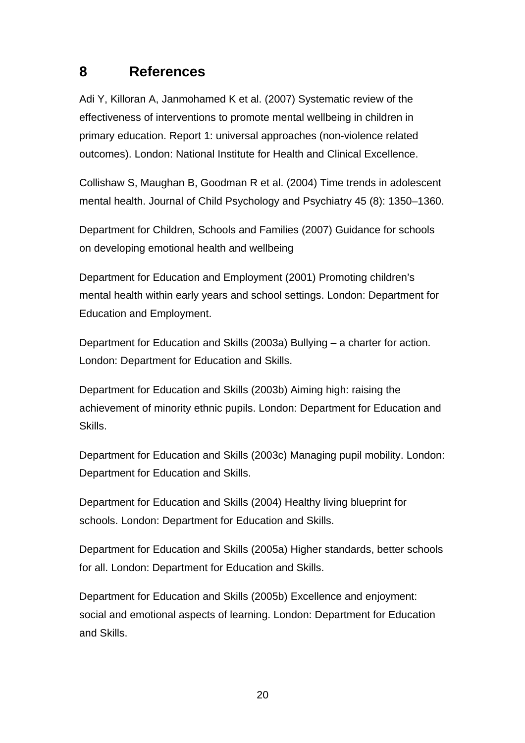# 8 References

Adi Y, Killoran A, Janmohamed K et al. (2007) Systematic review of the effectiveness of interventions to promote mental wellbeing in children in primary education. Report 1: universal approaches (non-violence related outcomes). London: National Institute for Health and Clinical Excellence.

Collishaw S, Maughan B, Goodman R et al. (2004) Time trends in adolescent mental health. Journal of Child Psychology and Psychiatry 45 (8): 1350–1360.

Department for Children, Schools and Families (2007) Guidance for schools on developing emotional health and wellbeing

Department for Education and Employment (2001) Promoting children's mental health within early years and school settings. London: Department for Education and Employment.

Department for Education and Skills (2003a) Bullying – a charter for action. London: Department for Education and Skills.

Department for Education and Skills (2003b) Aiming high: raising the achievement of minority ethnic pupils. London: Department for Education and Skills.

Department for Education and Skills (2003c) Managing pupil mobility. London: Department for Education and Skills.

Department for Education and Skills (2004) Healthy living blueprint for schools. London: Department for Education and Skills.

Department for Education and Skills (2005a) Higher standards, better schools for all. London: Department for Education and Skills.

Department for Education and Skills (2005b) Excellence and enjoyment: social and emotional aspects of learning. London: Department for Education and Skills.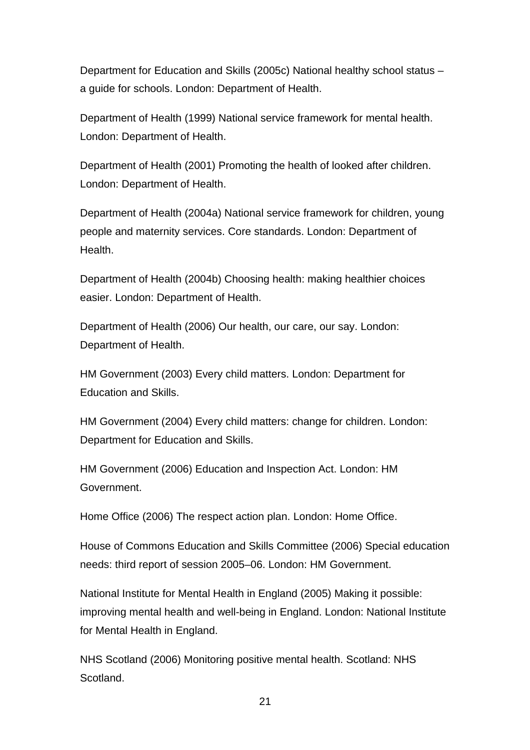Department for Education and Skills (2005c) National healthy school status – a guide for schools. London: Department of Health.

Department of Health (1999) National service framework for mental health. London: Department of Health.

Department of Health (2001) Promoting the health of looked after children. London: Department of Health.

Department of Health (2004a) National service framework for children, young people and maternity services. Core standards. London: Department of Health.

Department of Health (2004b) Choosing health: making healthier choices easier. London: Department of Health.

Department of Health (2006) Our health, our care, our say. London: Department of Health.

HM Government (2003) Every child matters. London: Department for Education and Skills.

HM Government (2004) Every child matters: change for children. London: Department for Education and Skills.

HM Government (2006) Education and Inspection Act. London: HM Government.

Home Office (2006) The respect action plan. London: Home Office.

House of Commons Education and Skills Committee (2006) Special education needs: third report of session 2005–06. London: HM Government.

National Institute for Mental Health in England (2005) Making it possible: improving mental health and well-being in England. London: National Institute for Mental Health in England.

NHS Scotland (2006) Monitoring positive mental health. Scotland: NHS Scotland.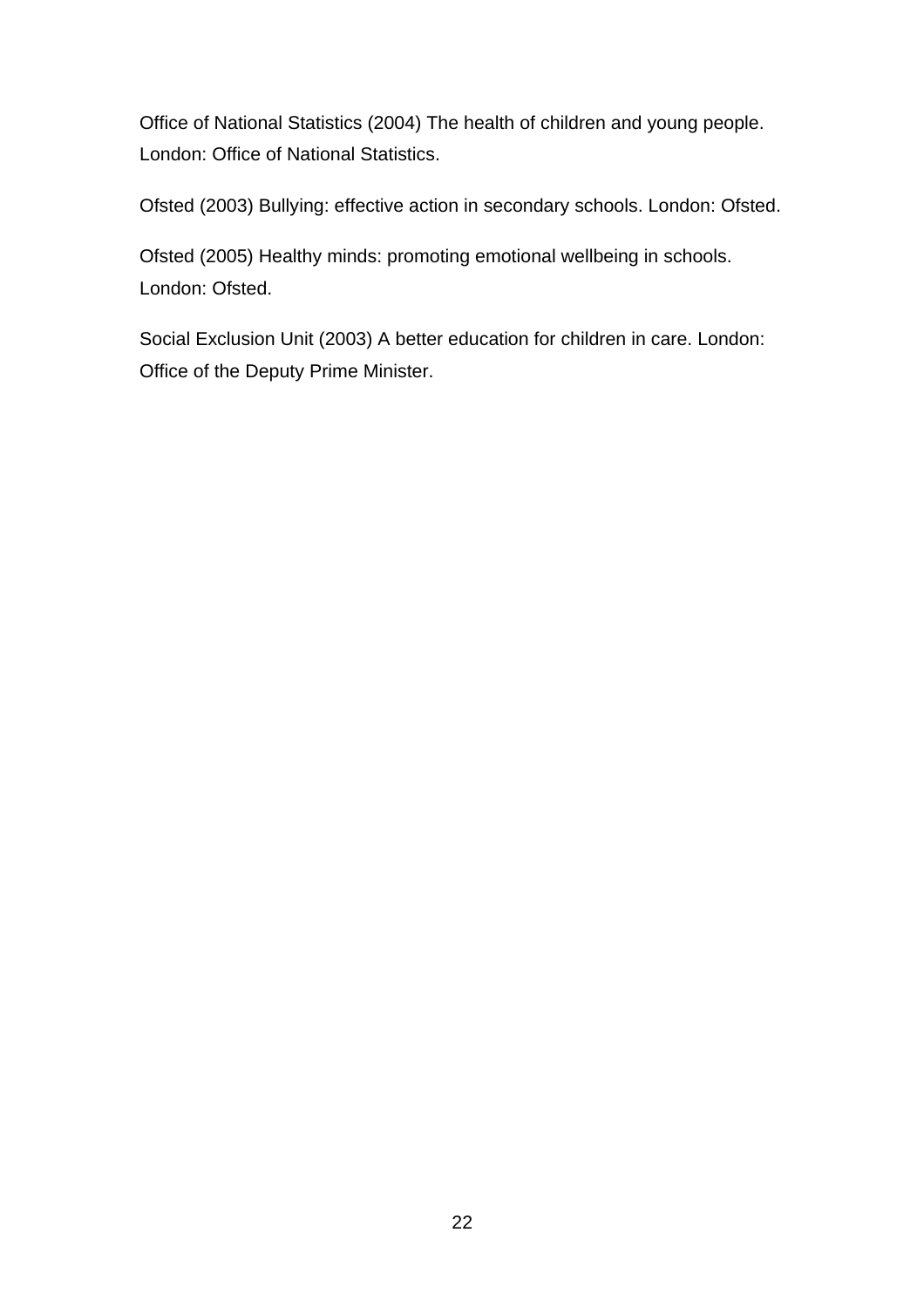Office of National Statistics (2004) The health of children and young people. London: Office of National Statistics.

Ofsted (2003) Bullying: effective action in secondary schools. London: Ofsted.

Ofsted (2005) Healthy minds: promoting emotional wellbeing in schools. London: Ofsted.

Social Exclusion Unit (2003) A better education for children in care. London: Office of the Deputy Prime Minister.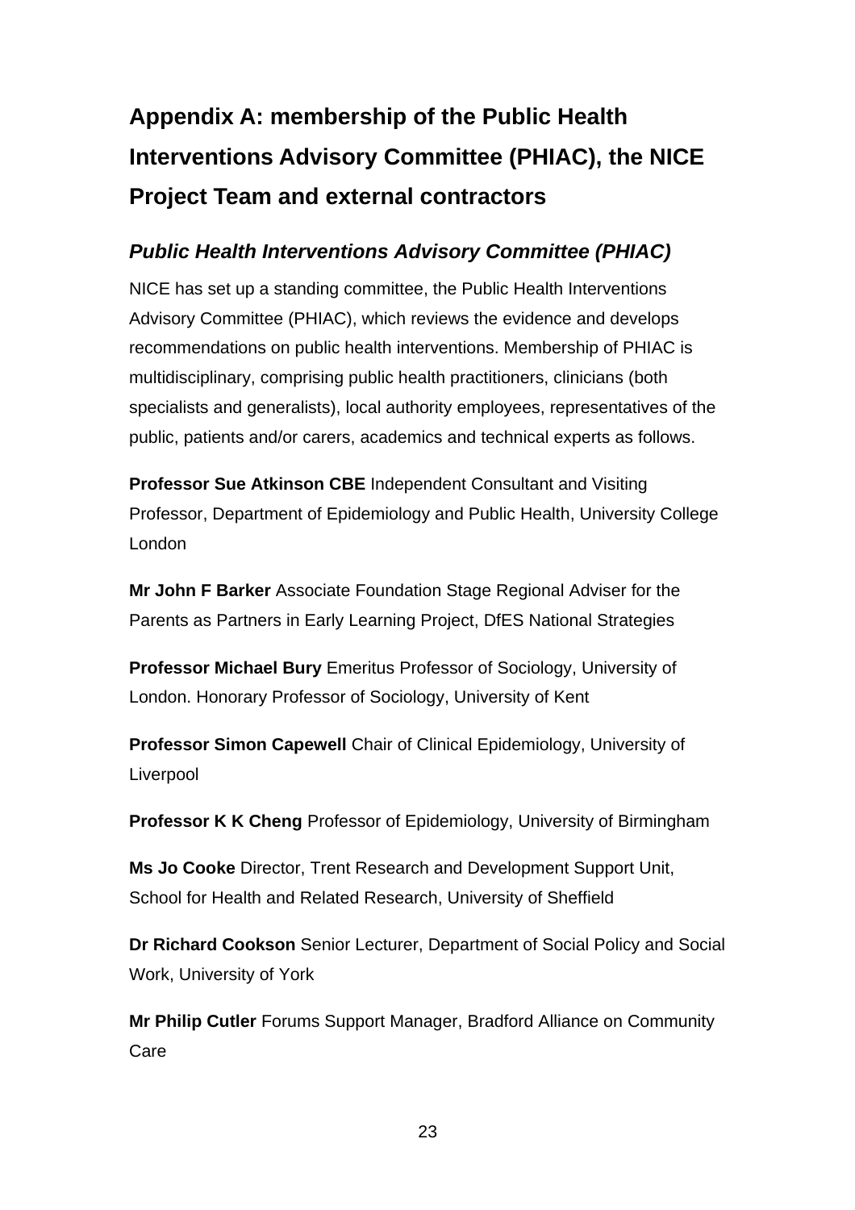# Appendix A: membership of the Public Health Interventions Advisory Committee (PHIAC), the NICE Project Team and external contractors

## *Public Health Interventions Advisory Committee (PHIAC)*

NICE has set up a standing committee, the Public Health Interventions Advisory Committee (PHIAC), which reviews the evidence and develops recommendations on public health interventions. Membership of PHIAC is multidisciplinary, comprising public health practitioners, clinicians (both specialists and generalists), local authority employees, representatives of the public, patients and/or carers, academics and technical experts as follows.

**Professor Sue Atkinson CBE** Independent Consultant and Visiting Professor, Department of Epidemiology and Public Health, University College London

**Mr John F Barker** Associate Foundation Stage Regional Adviser for the Parents as Partners in Early Learning Project, DfES National Strategies

**Professor Michael Bury** Emeritus Professor of Sociology, University of London. Honorary Professor of Sociology, University of Kent

**Professor Simon Capewell** Chair of Clinical Epidemiology, University of Liverpool

**Professor K K Cheng** Professor of Epidemiology, University of Birmingham

**Ms Jo Cooke** Director, Trent Research and Development Support Unit, School for Health and Related Research, University of Sheffield

**Dr Richard Cookson** Senior Lecturer, Department of Social Policy and Social Work, University of York

**Mr Philip Cutler** Forums Support Manager, Bradford Alliance on Community Care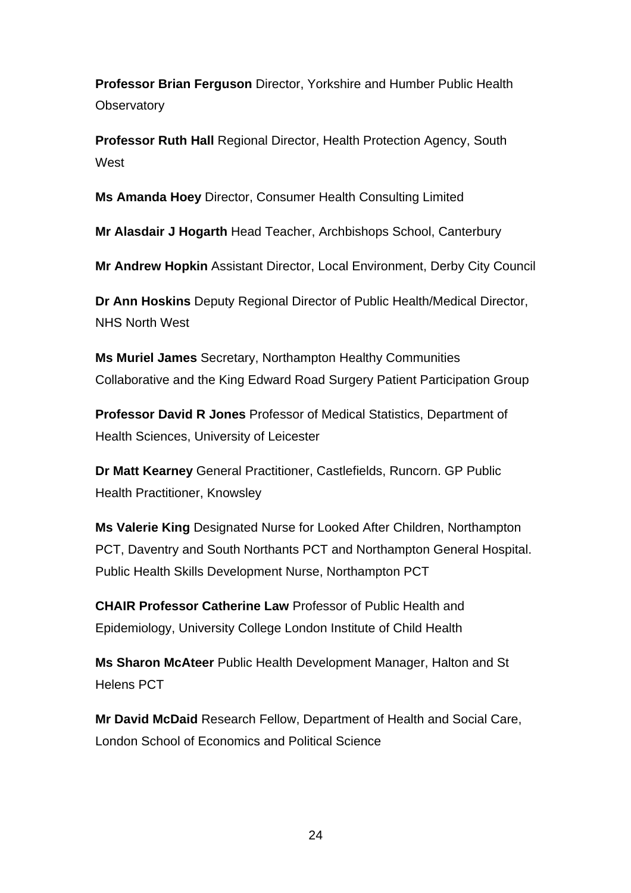**Professor Brian Ferguson** Director, Yorkshire and Humber Public Health Observatory

**Professor Ruth Hall** Regional Director, Health Protection Agency, South West

**Ms Amanda Hoey** Director, Consumer Health Consulting Limited

**Mr Alasdair J Hogarth** Head Teacher, Archbishops School, Canterbury

**Mr Andrew Hopkin** Assistant Director, Local Environment, Derby City Council

**Dr Ann Hoskins** Deputy Regional Director of Public Health/Medical Director, NHS North West

**Ms Muriel James** Secretary, Northampton Healthy Communities Collaborative and the King Edward Road Surgery Patient Participation Group

**Professor David R Jones** Professor of Medical Statistics, Department of Health Sciences, University of Leicester

**Dr Matt Kearney** General Practitioner, Castlefields, Runcorn. GP Public Health Practitioner, Knowsley

**Ms Valerie King** Designated Nurse for Looked After Children, Northampton PCT, Daventry and South Northants PCT and Northampton General Hospital. Public Health Skills Development Nurse, Northampton PCT

**CHAIR Professor Catherine Law** Professor of Public Health and Epidemiology, University College London Institute of Child Health

**Ms Sharon McAteer** Public Health Development Manager, Halton and St Helens PCT

**Mr David McDaid** Research Fellow, Department of Health and Social Care, London School of Economics and Political Science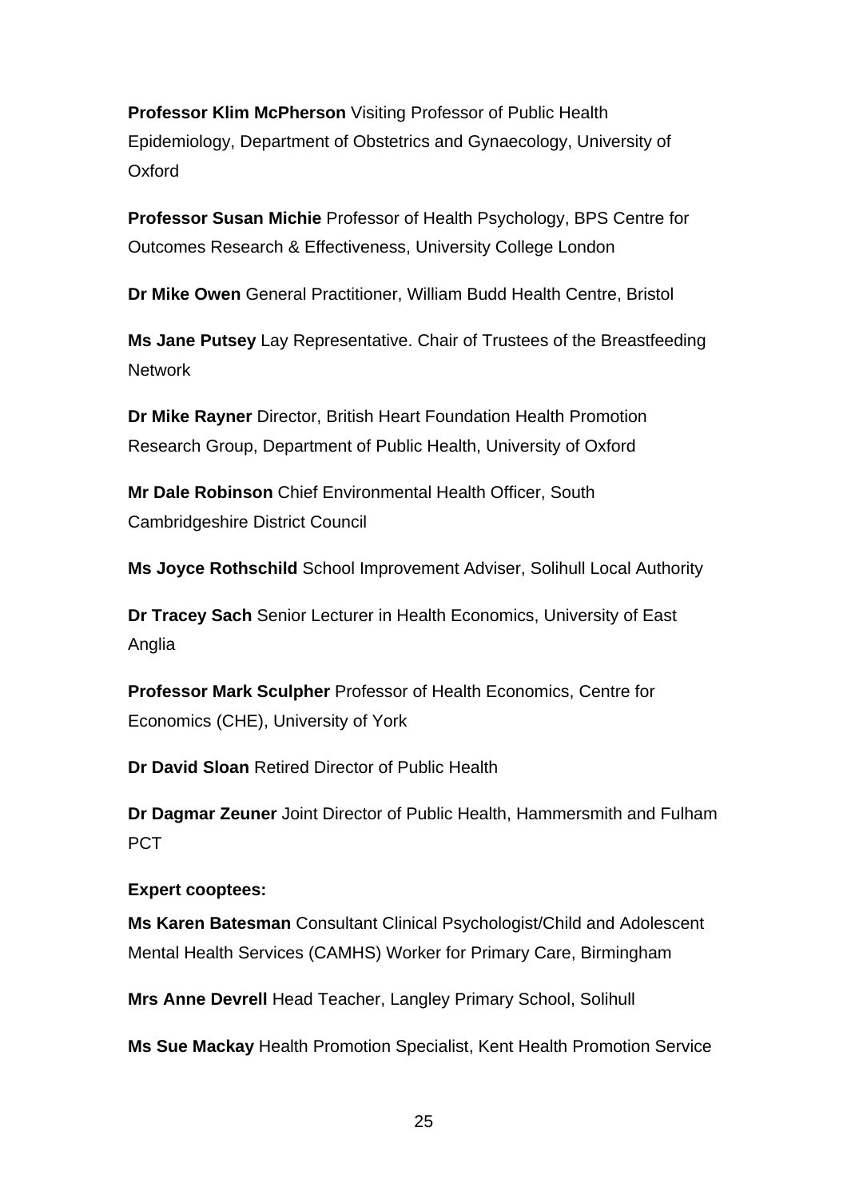**Professor Klim McPherson** Visiting Professor of Public Health Epidemiology, Department of Obstetrics and Gynaecology, University of Oxford

**Professor Susan Michie** Professor of Health Psychology, BPS Centre for Outcomes Research & Effectiveness, University College London

**Dr Mike Owen** General Practitioner, William Budd Health Centre, Bristol

**Ms Jane Putsey** Lay Representative. Chair of Trustees of the Breastfeeding Network

**Dr Mike Rayner** Director, British Heart Foundation Health Promotion Research Group, Department of Public Health, University of Oxford

**Mr Dale Robinson** Chief Environmental Health Officer, South Cambridgeshire District Council

**Ms Joyce Rothschild** School Improvement Adviser, Solihull Local Authority

**Dr Tracey Sach** Senior Lecturer in Health Economics, University of East Anglia

**Professor Mark Sculpher** Professor of Health Economics, Centre for Economics (CHE), University of York

**Dr David Sloan** Retired Director of Public Health

**Dr Dagmar Zeuner** Joint Director of Public Health, Hammersmith and Fulham PCT

**Expert cooptees:**

**Ms Karen Batesman** Consultant Clinical Psychologist/Child and Adolescent Mental Health Services (CAMHS) Worker for Primary Care, Birmingham

**Mrs Anne Devrell** Head Teacher, Langley Primary School, Solihull

**Ms Sue Mackay** Health Promotion Specialist, Kent Health Promotion Service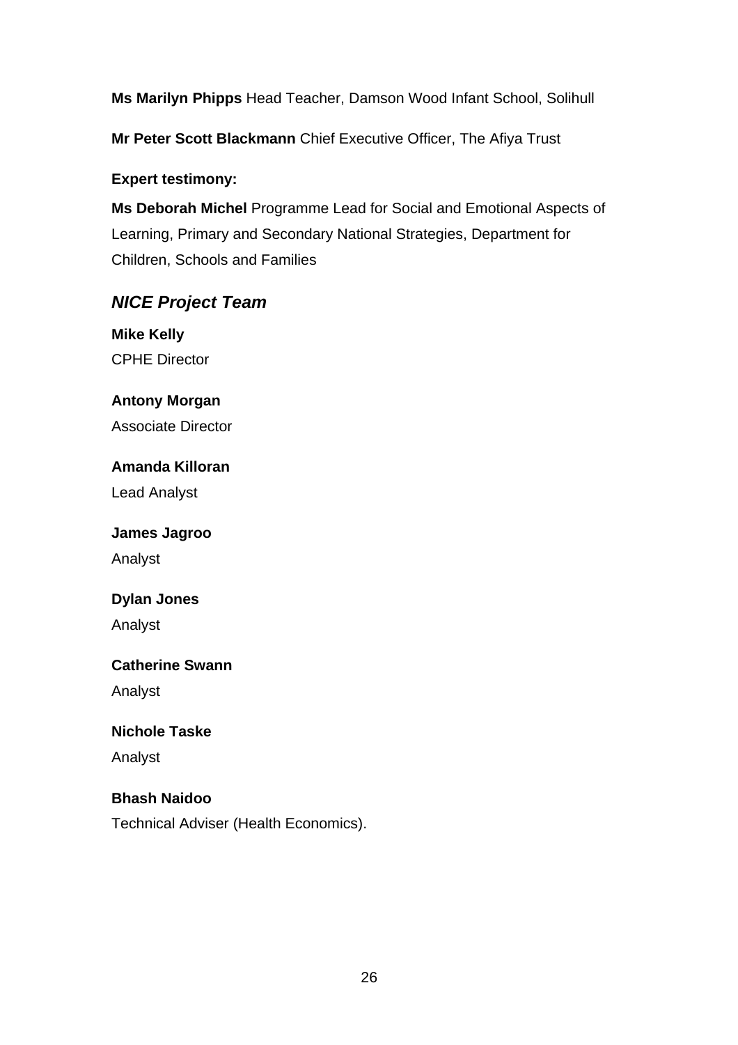**Ms Marilyn Phipps** Head Teacher, Damson Wood Infant School, Solihull

**Mr Peter Scott Blackmann** Chief Executive Officer, The Afiya Trust

**Expert testimony:**

**Ms Deborah Michel** Programme Lead for Social and Emotional Aspects of Learning, Primary and Secondary National Strategies, Department for Children, Schools and Families

## *NICE Project Team*

**Mike Kelly**
CPHE Director

**Antony Morgan**
Associate Director

**Amanda Killoran**
Lead Analyst

**James Jagroo**
Analyst

**Dylan Jones**
Analyst

**Catherine Swann**
Analyst

**Nichole Taske**
Analyst

**Bhash Naidoo**
Technical Adviser (Health Economics).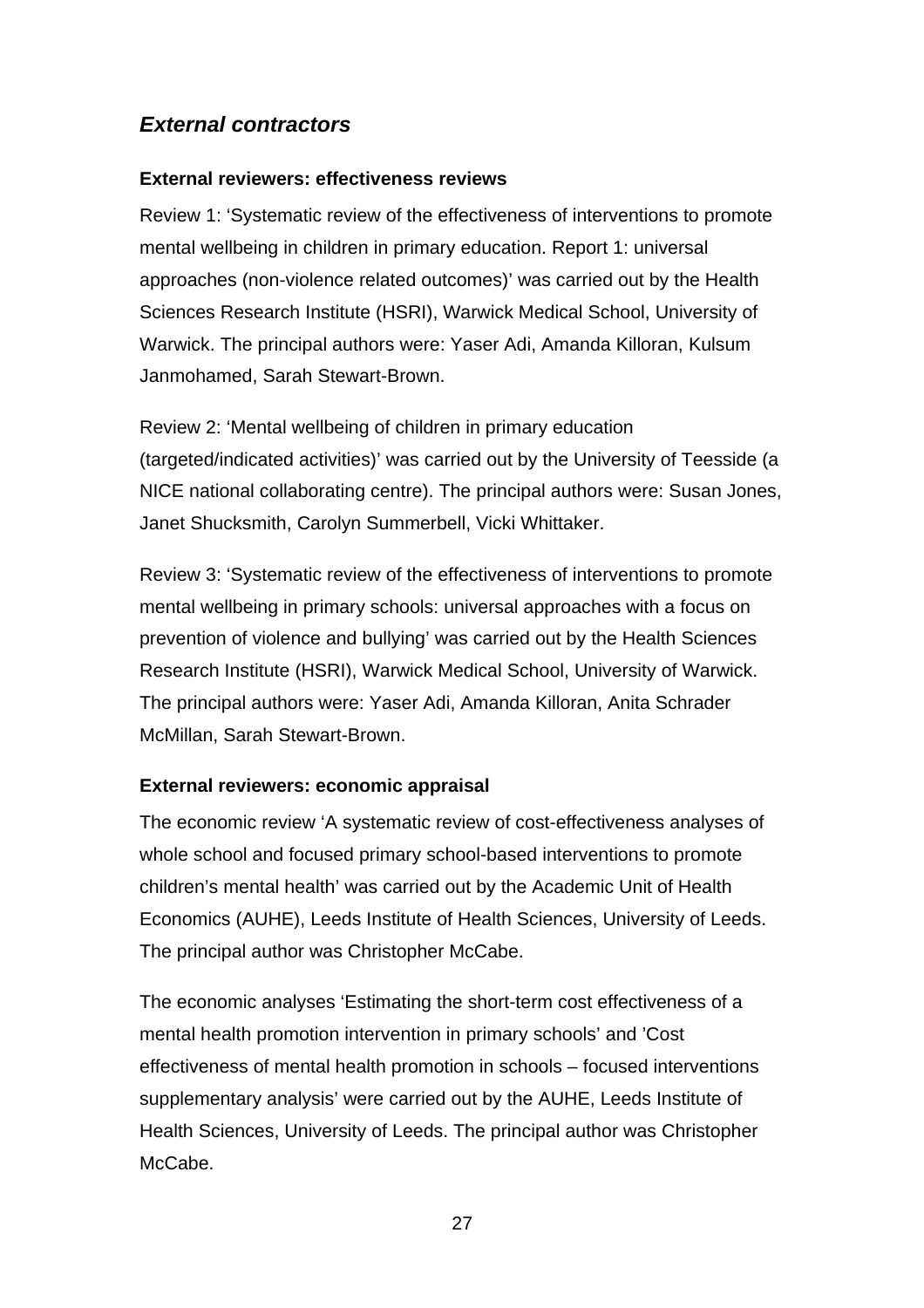## *External contractors*

**External reviewers: effectiveness reviews**

Review 1: 'Systematic review of the effectiveness of interventions to promote mental wellbeing in children in primary education. Report 1: universal approaches (non-violence related outcomes)' was carried out by the Health Sciences Research Institute (HSRI), Warwick Medical School, University of Warwick. The principal authors were: Yaser Adi, Amanda Killoran, Kulsum Janmohamed, Sarah Stewart-Brown.

Review 2: 'Mental wellbeing of children in primary education (targeted/indicated activities)' was carried out by the University of Teesside (a NICE national collaborating centre). The principal authors were: Susan Jones, Janet Shucksmith, Carolyn Summerbell, Vicki Whittaker.

Review 3: 'Systematic review of the effectiveness of interventions to promote mental wellbeing in primary schools: universal approaches with a focus on prevention of violence and bullying' was carried out by the Health Sciences Research Institute (HSRI), Warwick Medical School, University of Warwick. The principal authors were: Yaser Adi, Amanda Killoran, Anita Schrader McMillan, Sarah Stewart-Brown.

**External reviewers: economic appraisal**

The economic review 'A systematic review of cost-effectiveness analyses of whole school and focused primary school-based interventions to promote children's mental health' was carried out by the Academic Unit of Health Economics (AUHE), Leeds Institute of Health Sciences, University of Leeds. The principal author was Christopher McCabe.

The economic analyses 'Estimating the short-term cost effectiveness of a mental health promotion intervention in primary schools' and 'Cost effectiveness of mental health promotion in schools – focused interventions supplementary analysis' were carried out by the AUHE, Leeds Institute of Health Sciences, University of Leeds. The principal author was Christopher McCabe.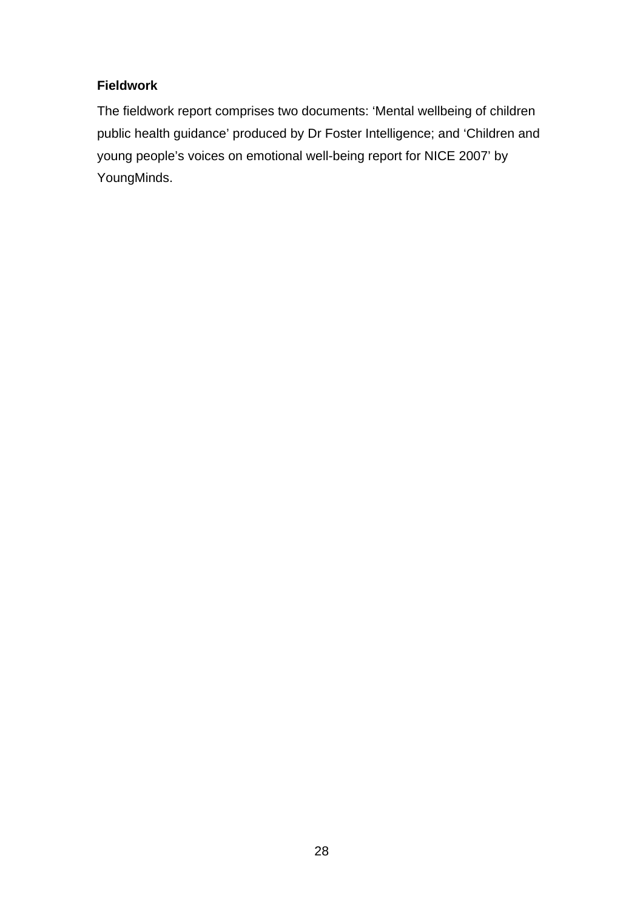**Fieldwork**

The fieldwork report comprises two documents: ‘Mental wellbeing of children public health guidance’ produced by Dr Foster Intelligence; and ‘Children and young people’s voices on emotional well-being report for NICE 2007’ by YoungMinds.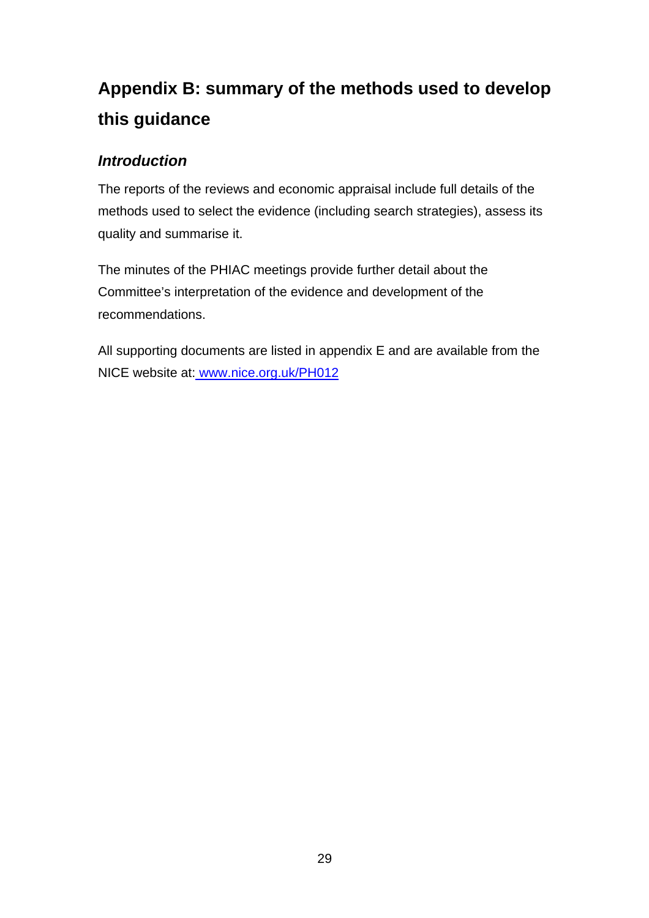## Appendix B: summary of the methods used to develop this guidance

### *Introduction*

The reports of the reviews and economic appraisal include full details of the methods used to select the evidence (including search strategies), assess its quality and summarise it.

The minutes of the PHIAC meetings provide further detail about the Committee's interpretation of the evidence and development of the recommendations.

All supporting documents are listed in appendix E and are available from the NICE website at: [www.nice.org.uk/PH012](http://www.nice.org.uk/PH012)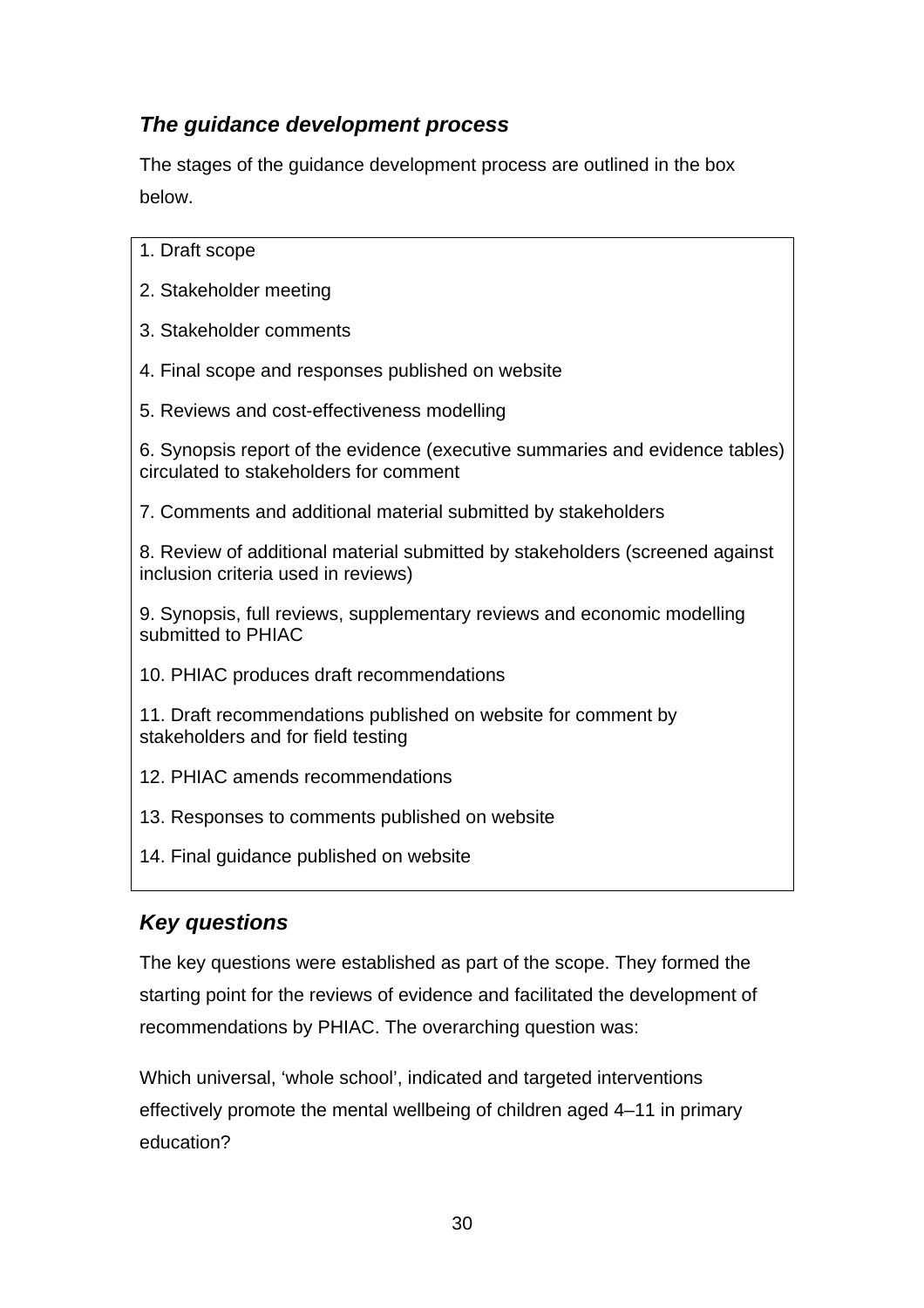### *The guidance development process*

The stages of the guidance development process are outlined in the box below.

1. Draft scope
2. Stakeholder meeting
3. Stakeholder comments
4. Final scope and responses published on website
5. Reviews and cost-effectiveness modelling
6. Synopsis report of the evidence (executive summaries and evidence tables) circulated to stakeholders for comment
7. Comments and additional material submitted by stakeholders
8. Review of additional material submitted by stakeholders (screened against inclusion criteria used in reviews)
9. Synopsis, full reviews, supplementary reviews and economic modelling submitted to PHIAC
10. PHIAC produces draft recommendations
11. Draft recommendations published on website for comment by stakeholders and for field testing
12. PHIAC amends recommendations
13. Responses to comments published on website
14. Final guidance published on website

### *Key questions*

The key questions were established as part of the scope. They formed the starting point for the reviews of evidence and facilitated the development of recommendations by PHIAC. The overarching question was:

Which universal, 'whole school', indicated and targeted interventions effectively promote the mental wellbeing of children aged 4–11 in primary education?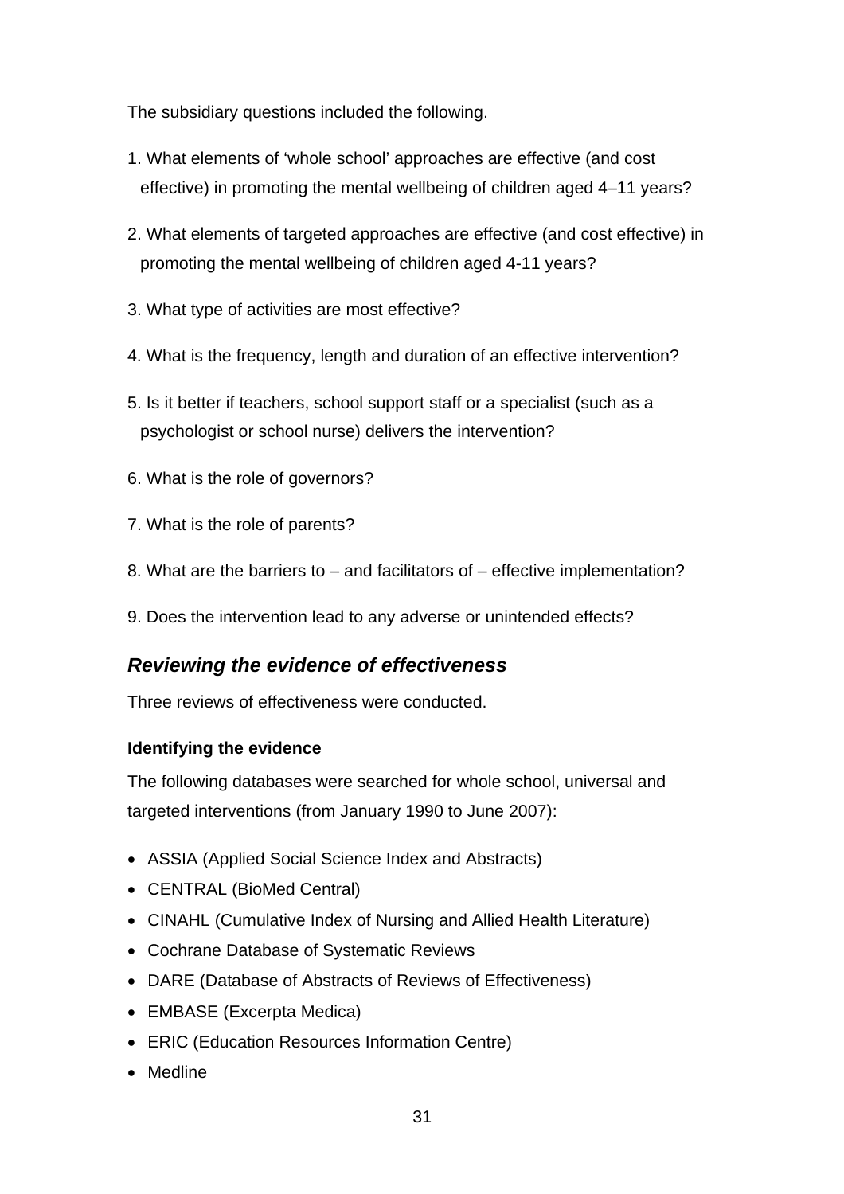The subsidiary questions included the following.

1. What elements of 'whole school' approaches are effective (and cost effective) in promoting the mental wellbeing of children aged 4–11 years?

2. What elements of targeted approaches are effective (and cost effective) in promoting the mental wellbeing of children aged 4-11 years?

3. What type of activities are most effective?

4. What is the frequency, length and duration of an effective intervention?

5. Is it better if teachers, school support staff or a specialist (such as a psychologist or school nurse) delivers the intervention?

6. What is the role of governors?

7. What is the role of parents?

8. What are the barriers to – and facilitators of – effective implementation?

9. Does the intervention lead to any adverse or unintended effects?

## *Reviewing the evidence of effectiveness*

Three reviews of effectiveness were conducted.

### Identifying the evidence

The following databases were searched for whole school, universal and targeted interventions (from January 1990 to June 2007):

- ASSIA (Applied Social Science Index and Abstracts)
- CENTRAL (BioMed Central)
- CINAHL (Cumulative Index of Nursing and Allied Health Literature)
- Cochrane Database of Systematic Reviews
- DARE (Database of Abstracts of Reviews of Effectiveness)
- EMBASE (Excerpta Medica)
- ERIC (Education Resources Information Centre)
- Medline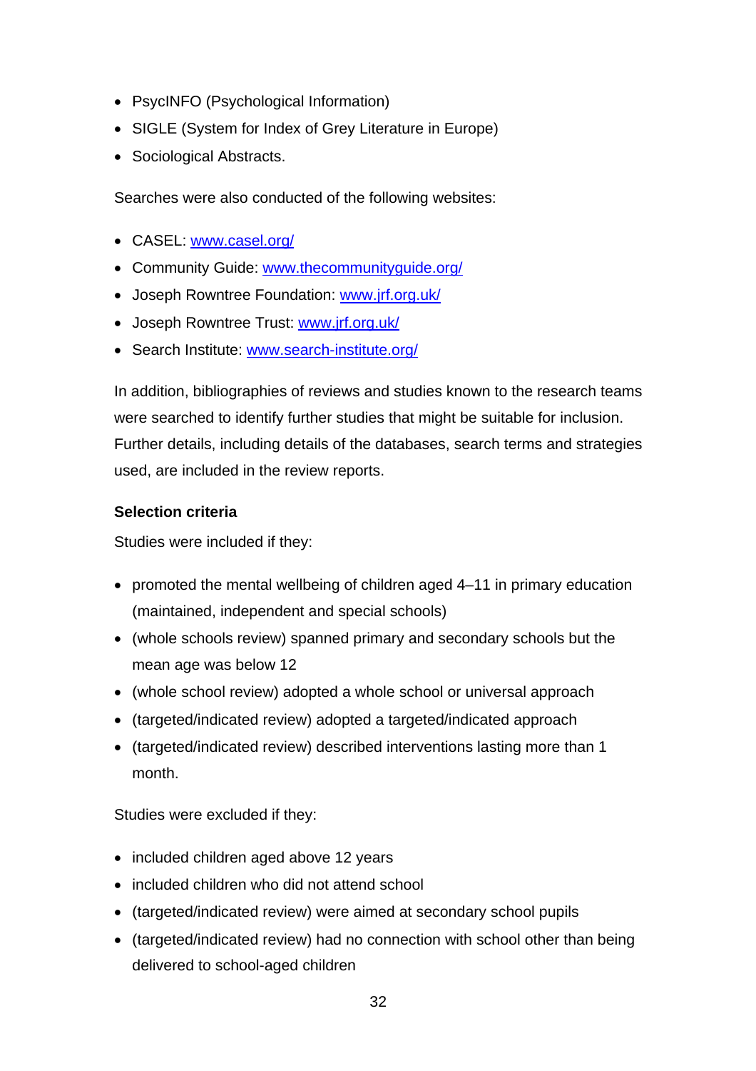- PsycINFO (Psychological Information)
- SIGLE (System for Index of Grey Literature in Europe)
- Sociological Abstracts.

Searches were also conducted of the following websites:

- CASEL: [www.casel.org/](http://www.casel.org/)
- Community Guide: [www.thecommunityguide.org/](http://www.thecommunityguide.org/)
- Joseph Rowntree Foundation: [www.jrf.org.uk/](http://www.jrf.org.uk/)
- Joseph Rowntree Trust: [www.jrf.org.uk/](http://www.jrf.org.uk/)
- Search Institute: [www.search-institute.org/](http://www.search-institute.org/)

In addition, bibliographies of reviews and studies known to the research teams were searched to identify further studies that might be suitable for inclusion. Further details, including details of the databases, search terms and strategies used, are included in the review reports.

**Selection criteria**

Studies were included if they:

- promoted the mental wellbeing of children aged 4–11 in primary education (maintained, independent and special schools)
- (whole schools review) spanned primary and secondary schools but the mean age was below 12
- (whole school review) adopted a whole school or universal approach
- (targeted/indicated review) adopted a targeted/indicated approach
- (targeted/indicated review) described interventions lasting more than 1 month.

Studies were excluded if they:

- included children aged above 12 years
- included children who did not attend school
- (targeted/indicated review) were aimed at secondary school pupils
- (targeted/indicated review) had no connection with school other than being delivered to school-aged children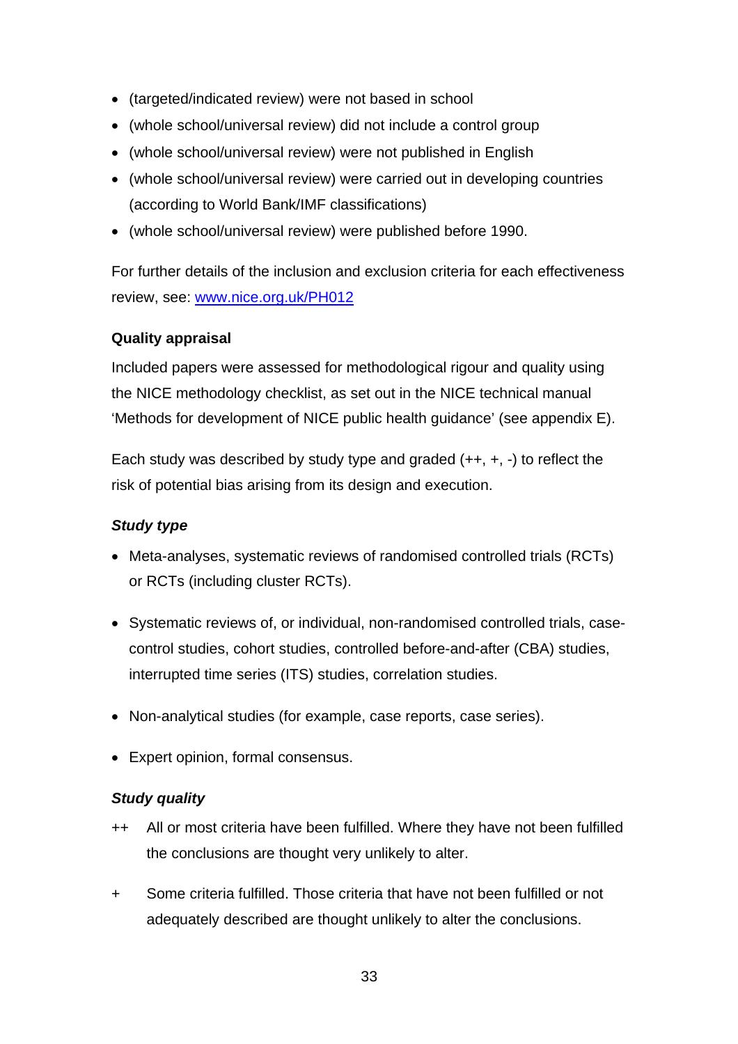- (targeted/indicated review) were not based in school
- (whole school/universal review) did not include a control group
- (whole school/universal review) were not published in English
- (whole school/universal review) were carried out in developing countries (according to World Bank/IMF classifications)
- (whole school/universal review) were published before 1990.

For further details of the inclusion and exclusion criteria for each effectiveness review, see: [www.nice.org.uk/PH012](www.nice.org.uk/PH012)

**Quality appraisal**

Included papers were assessed for methodological rigour and quality using the NICE methodology checklist, as set out in the NICE technical manual 'Methods for development of NICE public health guidance' (see appendix E).

Each study was described by study type and graded (++, +, -) to reflect the risk of potential bias arising from its design and execution.

***Study type***

- Meta-analyses, systematic reviews of randomised controlled trials (RCTs) or RCTs (including cluster RCTs).
- Systematic reviews of, or individual, non-randomised controlled trials, case-control studies, cohort studies, controlled before-and-after (CBA) studies, interrupted time series (ITS) studies, correlation studies.
- Non-analytical studies (for example, case reports, case series).
- Expert opinion, formal consensus.

***Study quality***

++ All or most criteria have been fulfilled. Where they have not been fulfilled the conclusions are thought very unlikely to alter.

\+ Some criteria fulfilled. Those criteria that have not been fulfilled or not adequately described are thought unlikely to alter the conclusions.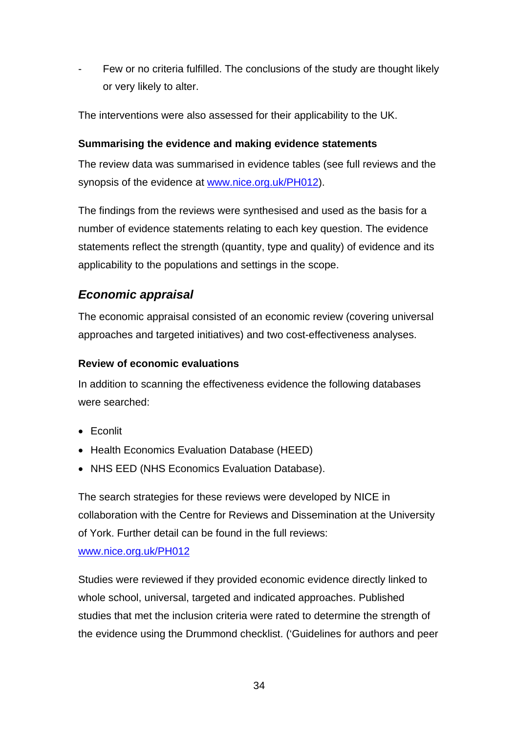- Few or no criteria fulfilled. The conclusions of the study are thought likely or very likely to alter.

The interventions were also assessed for their applicability to the UK.

**Summarising the evidence and making evidence statements**

The review data was summarised in evidence tables (see full reviews and the synopsis of the evidence at www.nice.org.uk/PH012).

The findings from the reviews were synthesised and used as the basis for a number of evidence statements relating to each key question. The evidence statements reflect the strength (quantity, type and quality) of evidence and its applicability to the populations and settings in the scope.

### *Economic appraisal*

The economic appraisal consisted of an economic review (covering universal approaches and targeted initiatives) and two cost-effectiveness analyses.

**Review of economic evaluations**

In addition to scanning the effectiveness evidence the following databases were searched:

- Econlit
- Health Economics Evaluation Database (HEED)
- NHS EED (NHS Economics Evaluation Database).

The search strategies for these reviews were developed by NICE in collaboration with the Centre for Reviews and Dissemination at the University of York. Further detail can be found in the full reviews: www.nice.org.uk/PH012

Studies were reviewed if they provided economic evidence directly linked to whole school, universal, targeted and indicated approaches. Published studies that met the inclusion criteria were rated to determine the strength of the evidence using the Drummond checklist. ('Guidelines for authors and peer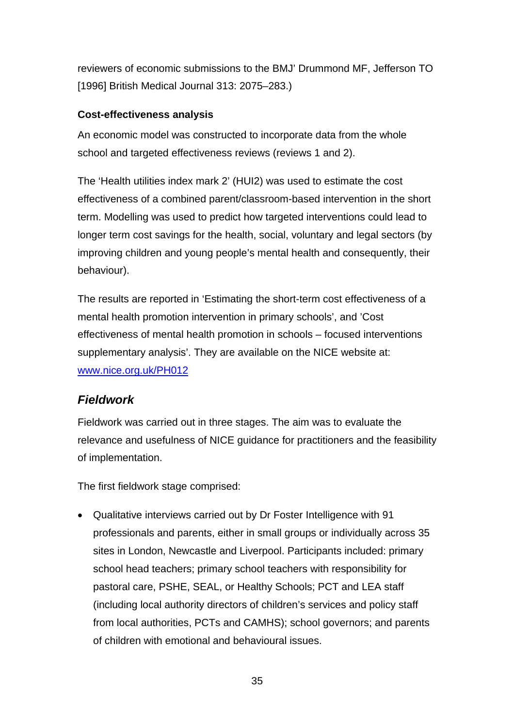reviewers of economic submissions to the BMJ' Drummond MF, Jefferson TO [1996] British Medical Journal 313: 2075–283.)

**Cost-effectiveness analysis**

An economic model was constructed to incorporate data from the whole school and targeted effectiveness reviews (reviews 1 and 2).

The 'Health utilities index mark 2' (HUI2) was used to estimate the cost effectiveness of a combined parent/classroom-based intervention in the short term. Modelling was used to predict how targeted interventions could lead to longer term cost savings for the health, social, voluntary and legal sectors (by improving children and young people's mental health and consequently, their behaviour).

The results are reported in 'Estimating the short-term cost effectiveness of a mental health promotion intervention in primary schools', and 'Cost effectiveness of mental health promotion in schools – focused interventions supplementary analysis'. They are available on the NICE website at: [www.nice.org.uk/PH012](http://www.nice.org.uk/PH012)

## *Fieldwork*

Fieldwork was carried out in three stages. The aim was to evaluate the relevance and usefulness of NICE guidance for practitioners and the feasibility of implementation.

The first fieldwork stage comprised:

- Qualitative interviews carried out by Dr Foster Intelligence with 91 professionals and parents, either in small groups or individually across 35 sites in London, Newcastle and Liverpool. Participants included: primary school head teachers; primary school teachers with responsibility for pastoral care, PSHE, SEAL, or Healthy Schools; PCT and LEA staff (including local authority directors of children's services and policy staff from local authorities, PCTs and CAMHS); school governors; and parents of children with emotional and behavioural issues.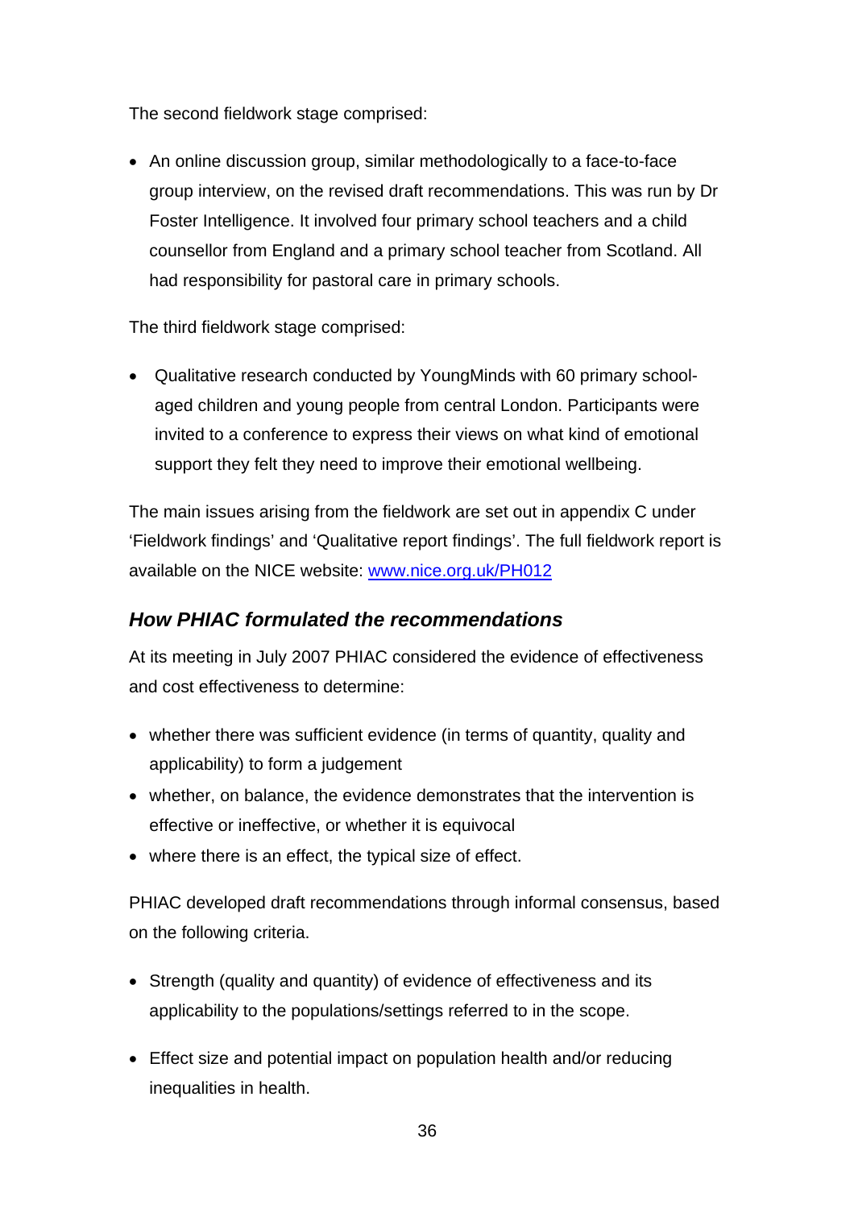The second fieldwork stage comprised:

- An online discussion group, similar methodologically to a face-to-face group interview, on the revised draft recommendations. This was run by Dr Foster Intelligence. It involved four primary school teachers and a child counsellor from England and a primary school teacher from Scotland. All had responsibility for pastoral care in primary schools.

The third fieldwork stage comprised:

- Qualitative research conducted by YoungMinds with 60 primary school-aged children and young people from central London. Participants were invited to a conference to express their views on what kind of emotional support they felt they need to improve their emotional wellbeing.

The main issues arising from the fieldwork are set out in appendix C under 'Fieldwork findings' and 'Qualitative report findings'. The full fieldwork report is available on the NICE website: [www.nice.org.uk/PH012](www.nice.org.uk/PH012)

### *How PHIAC formulated the recommendations*

At its meeting in July 2007 PHIAC considered the evidence of effectiveness and cost effectiveness to determine:

- whether there was sufficient evidence (in terms of quantity, quality and applicability) to form a judgement
- whether, on balance, the evidence demonstrates that the intervention is effective or ineffective, or whether it is equivocal
- where there is an effect, the typical size of effect.

PHIAC developed draft recommendations through informal consensus, based on the following criteria.

- Strength (quality and quantity) of evidence of effectiveness and its applicability to the populations/settings referred to in the scope.
- Effect size and potential impact on population health and/or reducing inequalities in health.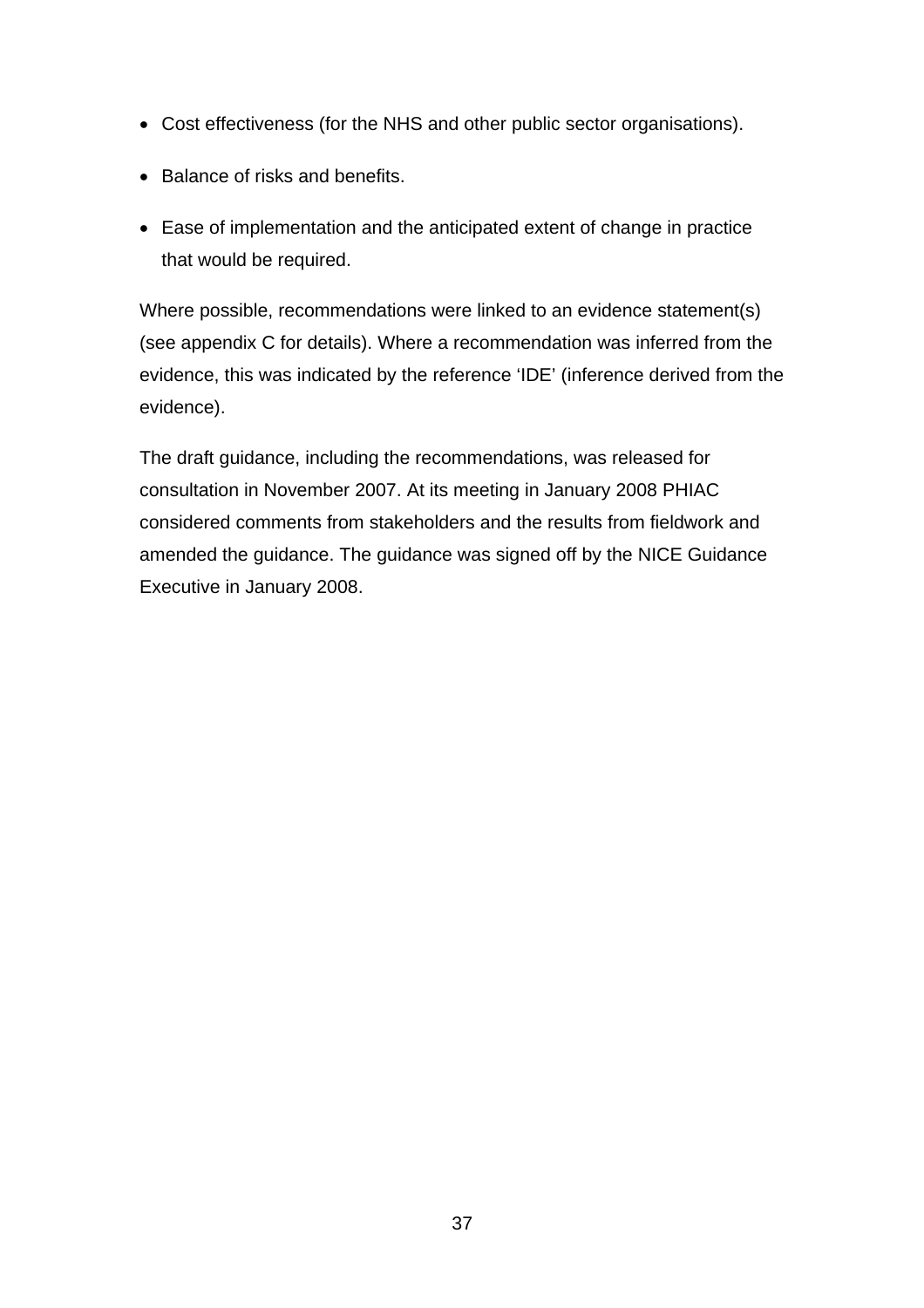- Cost effectiveness (for the NHS and other public sector organisations).
- Balance of risks and benefits.
- Ease of implementation and the anticipated extent of change in practice that would be required.

Where possible, recommendations were linked to an evidence statement(s) (see appendix C for details). Where a recommendation was inferred from the evidence, this was indicated by the reference 'IDE' (inference derived from the evidence).

The draft guidance, including the recommendations, was released for consultation in November 2007. At its meeting in January 2008 PHIAC considered comments from stakeholders and the results from fieldwork and amended the guidance. The guidance was signed off by the NICE Guidance Executive in January 2008.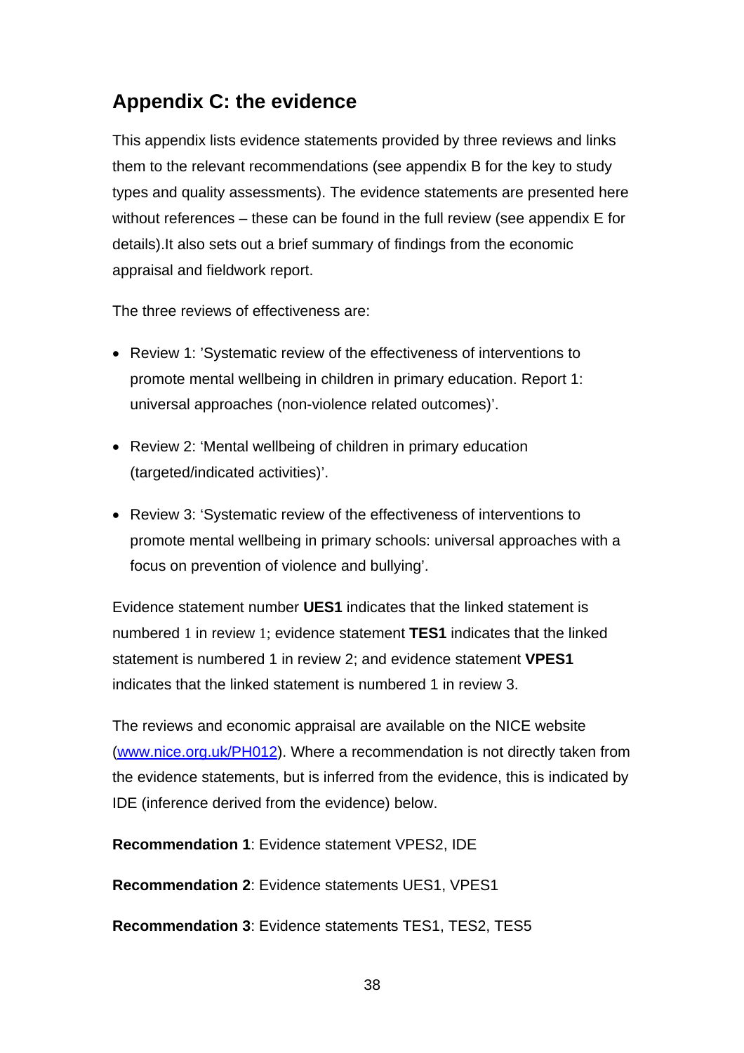## Appendix C: the evidence

This appendix lists evidence statements provided by three reviews and links them to the relevant recommendations (see appendix B for the key to study types and quality assessments). The evidence statements are presented here without references – these can be found in the full review (see appendix E for details).It also sets out a brief summary of findings from the economic appraisal and fieldwork report.

The three reviews of effectiveness are:

- Review 1: 'Systematic review of the effectiveness of interventions to promote mental wellbeing in children in primary education. Report 1: universal approaches (non-violence related outcomes)'.
- Review 2: 'Mental wellbeing of children in primary education (targeted/indicated activities)'.
- Review 3: 'Systematic review of the effectiveness of interventions to promote mental wellbeing in primary schools: universal approaches with a focus on prevention of violence and bullying'.

Evidence statement number **UES1** indicates that the linked statement is numbered 1 in review 1; evidence statement **TES1** indicates that the linked statement is numbered 1 in review 2; and evidence statement **VPES1** indicates that the linked statement is numbered 1 in review 3.

The reviews and economic appraisal are available on the NICE website (www.nice.org.uk/PH012). Where a recommendation is not directly taken from the evidence statements, but is inferred from the evidence, this is indicated by IDE (inference derived from the evidence) below.

**Recommendation 1**: Evidence statement VPES2, IDE

**Recommendation 2**: Evidence statements UES1, VPES1

**Recommendation 3**: Evidence statements TES1, TES2, TES5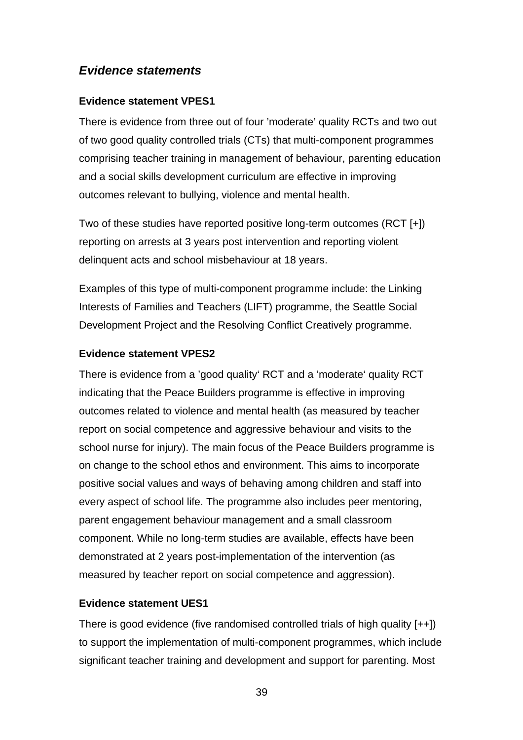## *Evidence statements*

**Evidence statement VPES1**

There is evidence from three out of four 'moderate' quality RCTs and two out of two good quality controlled trials (CTs) that multi-component programmes comprising teacher training in management of behaviour, parenting education and a social skills development curriculum are effective in improving outcomes relevant to bullying, violence and mental health.

Two of these studies have reported positive long-term outcomes (RCT [+]) reporting on arrests at 3 years post intervention and reporting violent delinquent acts and school misbehaviour at 18 years.

Examples of this type of multi-component programme include: the Linking Interests of Families and Teachers (LIFT) programme, the Seattle Social Development Project and the Resolving Conflict Creatively programme.

**Evidence statement VPES2**

There is evidence from a 'good quality' RCT and a 'moderate' quality RCT indicating that the Peace Builders programme is effective in improving outcomes related to violence and mental health (as measured by teacher report on social competence and aggressive behaviour and visits to the school nurse for injury). The main focus of the Peace Builders programme is on change to the school ethos and environment. This aims to incorporate positive social values and ways of behaving among children and staff into every aspect of school life. The programme also includes peer mentoring, parent engagement behaviour management and a small classroom component. While no long-term studies are available, effects have been demonstrated at 2 years post-implementation of the intervention (as measured by teacher report on social competence and aggression).

**Evidence statement UES1**

There is good evidence (five randomised controlled trials of high quality [++]) to support the implementation of multi-component programmes, which include significant teacher training and development and support for parenting. Most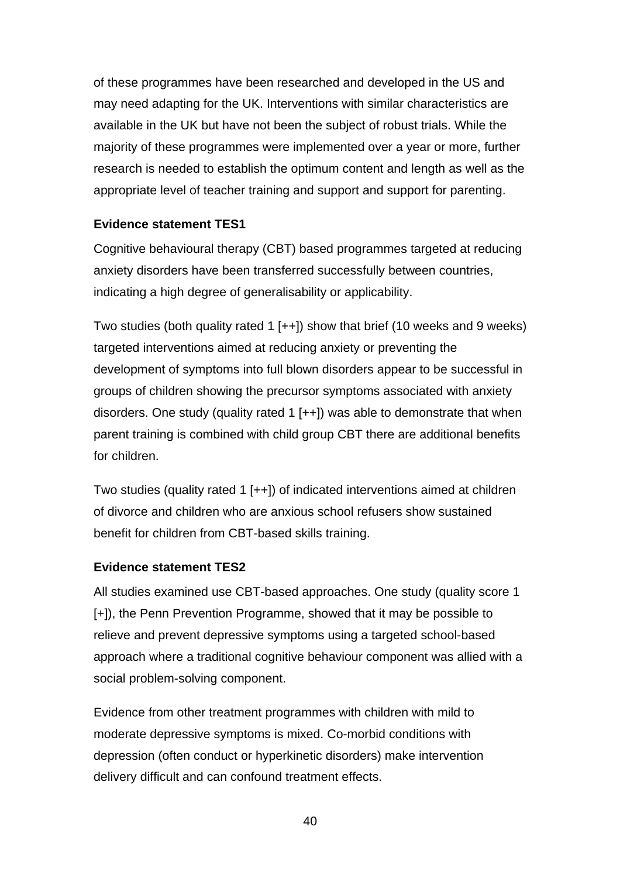of these programmes have been researched and developed in the US and may need adapting for the UK. Interventions with similar characteristics are available in the UK but have not been the subject of robust trials. While the majority of these programmes were implemented over a year or more, further research is needed to establish the optimum content and length as well as the appropriate level of teacher training and support and support for parenting.

**Evidence statement TES1**

Cognitive behavioural therapy (CBT) based programmes targeted at reducing anxiety disorders have been transferred successfully between countries, indicating a high degree of generalisability or applicability.

Two studies (both quality rated 1 [++]) show that brief (10 weeks and 9 weeks) targeted interventions aimed at reducing anxiety or preventing the development of symptoms into full blown disorders appear to be successful in groups of children showing the precursor symptoms associated with anxiety disorders. One study (quality rated 1 [++]) was able to demonstrate that when parent training is combined with child group CBT there are additional benefits for children.

Two studies (quality rated 1 [++]) of indicated interventions aimed at children of divorce and children who are anxious school refusers show sustained benefit for children from CBT-based skills training.

**Evidence statement TES2**

All studies examined use CBT-based approaches. One study (quality score 1 [+]), the Penn Prevention Programme, showed that it may be possible to relieve and prevent depressive symptoms using a targeted school-based approach where a traditional cognitive behaviour component was allied with a social problem-solving component.

Evidence from other treatment programmes with children with mild to moderate depressive symptoms is mixed. Co-morbid conditions with depression (often conduct or hyperkinetic disorders) make intervention delivery difficult and can confound treatment effects.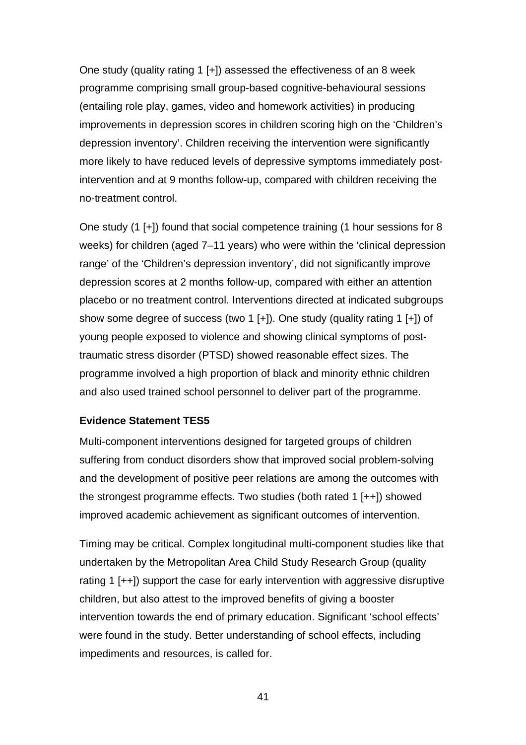One study (quality rating 1 [+]) assessed the effectiveness of an 8 week programme comprising small group-based cognitive-behavioural sessions (entailing role play, games, video and homework activities) in producing improvements in depression scores in children scoring high on the 'Children's depression inventory'. Children receiving the intervention were significantly more likely to have reduced levels of depressive symptoms immediately post-intervention and at 9 months follow-up, compared with children receiving the no-treatment control.

One study (1 [+]) found that social competence training (1 hour sessions for 8 weeks) for children (aged 7–11 years) who were within the 'clinical depression range' of the 'Children's depression inventory', did not significantly improve depression scores at 2 months follow-up, compared with either an attention placebo or no treatment control. Interventions directed at indicated subgroups show some degree of success (two 1 [+]). One study (quality rating 1 [+]) of young people exposed to violence and showing clinical symptoms of post-traumatic stress disorder (PTSD) showed reasonable effect sizes. The programme involved a high proportion of black and minority ethnic children and also used trained school personnel to deliver part of the programme.

**Evidence Statement TES5**

Multi-component interventions designed for targeted groups of children suffering from conduct disorders show that improved social problem-solving and the development of positive peer relations are among the outcomes with the strongest programme effects. Two studies (both rated 1 [++]) showed improved academic achievement as significant outcomes of intervention.

Timing may be critical. Complex longitudinal multi-component studies like that undertaken by the Metropolitan Area Child Study Research Group (quality rating 1 [++]) support the case for early intervention with aggressive disruptive children, but also attest to the improved benefits of giving a booster intervention towards the end of primary education. Significant 'school effects' were found in the study. Better understanding of school effects, including impediments and resources, is called for.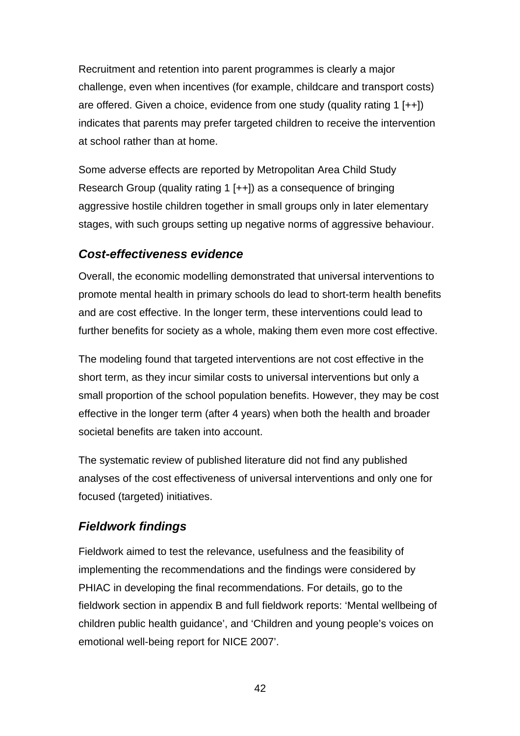Recruitment and retention into parent programmes is clearly a major challenge, even when incentives (for example, childcare and transport costs) are offered. Given a choice, evidence from one study (quality rating 1 [++]) indicates that parents may prefer targeted children to receive the intervention at school rather than at home.

Some adverse effects are reported by Metropolitan Area Child Study Research Group (quality rating 1 [++]) as a consequence of bringing aggressive hostile children together in small groups only in later elementary stages, with such groups setting up negative norms of aggressive behaviour.

### *Cost-effectiveness evidence*

Overall, the economic modelling demonstrated that universal interventions to promote mental health in primary schools do lead to short-term health benefits and are cost effective. In the longer term, these interventions could lead to further benefits for society as a whole, making them even more cost effective.

The modeling found that targeted interventions are not cost effective in the short term, as they incur similar costs to universal interventions but only a small proportion of the school population benefits. However, they may be cost effective in the longer term (after 4 years) when both the health and broader societal benefits are taken into account.

The systematic review of published literature did not find any published analyses of the cost effectiveness of universal interventions and only one for focused (targeted) initiatives.

### *Fieldwork findings*

Fieldwork aimed to test the relevance, usefulness and the feasibility of implementing the recommendations and the findings were considered by PHIAC in developing the final recommendations. For details, go to the fieldwork section in appendix B and full fieldwork reports: ‘Mental wellbeing of children public health guidance’, and ‘Children and young people’s voices on emotional well-being report for NICE 2007’.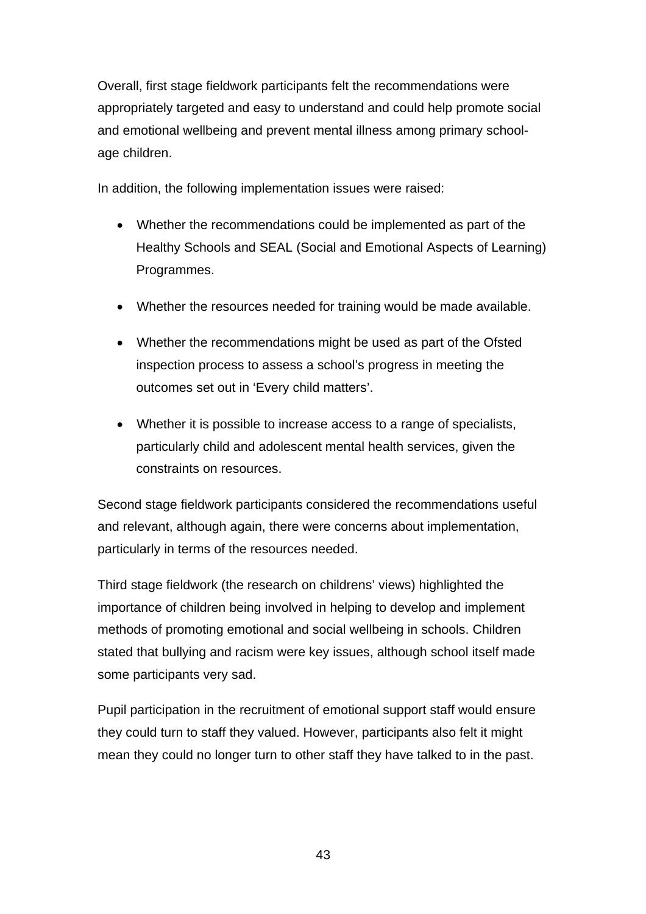Overall, first stage fieldwork participants felt the recommendations were appropriately targeted and easy to understand and could help promote social and emotional wellbeing and prevent mental illness among primary school-age children.

In addition, the following implementation issues were raised:

- Whether the recommendations could be implemented as part of the Healthy Schools and SEAL (Social and Emotional Aspects of Learning) Programmes.
- Whether the resources needed for training would be made available.
- Whether the recommendations might be used as part of the Ofsted inspection process to assess a school's progress in meeting the outcomes set out in 'Every child matters'.
- Whether it is possible to increase access to a range of specialists, particularly child and adolescent mental health services, given the constraints on resources.

Second stage fieldwork participants considered the recommendations useful and relevant, although again, there were concerns about implementation, particularly in terms of the resources needed.

Third stage fieldwork (the research on childrens' views) highlighted the importance of children being involved in helping to develop and implement methods of promoting emotional and social wellbeing in schools. Children stated that bullying and racism were key issues, although school itself made some participants very sad.

Pupil participation in the recruitment of emotional support staff would ensure they could turn to staff they valued. However, participants also felt it might mean they could no longer turn to other staff they have talked to in the past.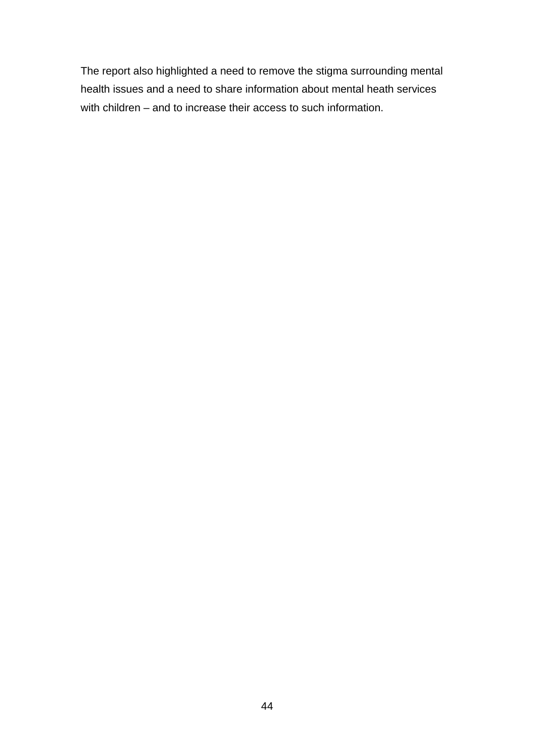The report also highlighted a need to remove the stigma surrounding mental health issues and a need to share information about mental heath services with children – and to increase their access to such information.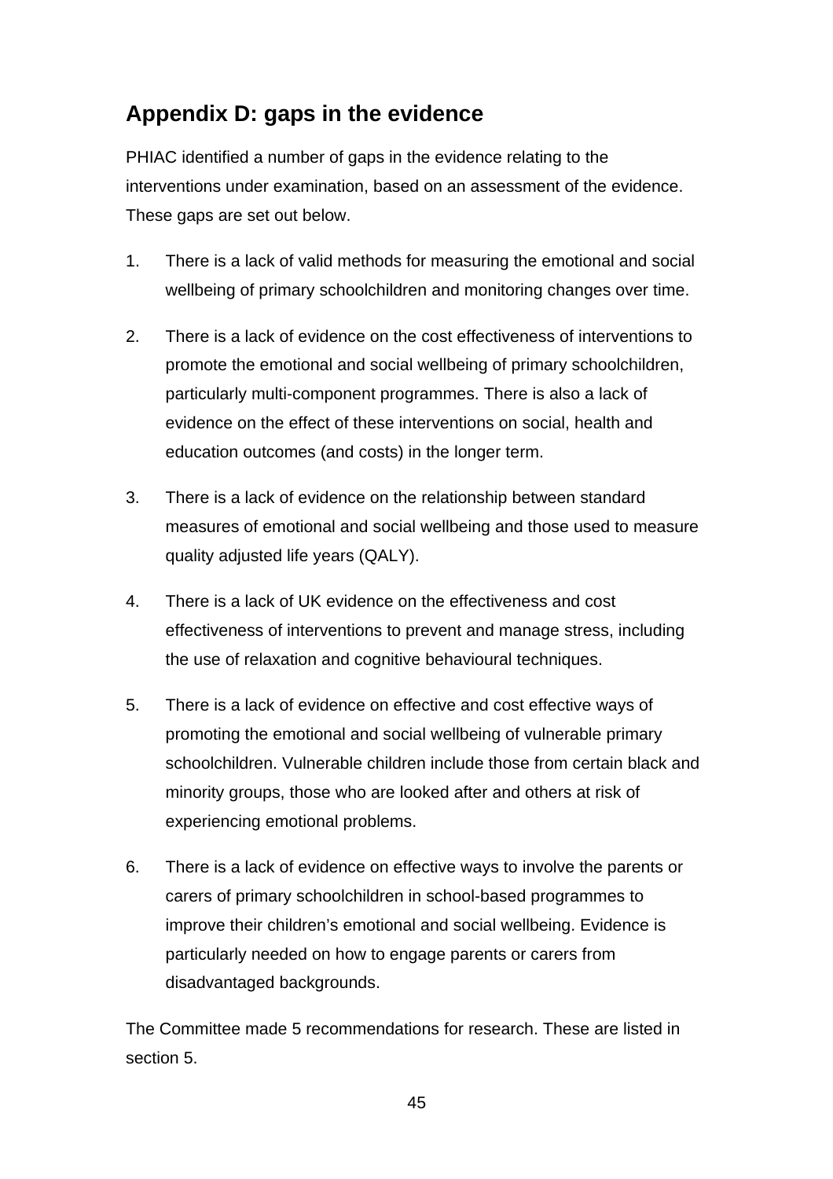## Appendix D: gaps in the evidence

PHIAC identified a number of gaps in the evidence relating to the interventions under examination, based on an assessment of the evidence. These gaps are set out below.

1. There is a lack of valid methods for measuring the emotional and social wellbeing of primary schoolchildren and monitoring changes over time.

2. There is a lack of evidence on the cost effectiveness of interventions to promote the emotional and social wellbeing of primary schoolchildren, particularly multi-component programmes. There is also a lack of evidence on the effect of these interventions on social, health and education outcomes (and costs) in the longer term.

3. There is a lack of evidence on the relationship between standard measures of emotional and social wellbeing and those used to measure quality adjusted life years (QALY).

4. There is a lack of UK evidence on the effectiveness and cost effectiveness of interventions to prevent and manage stress, including the use of relaxation and cognitive behavioural techniques.

5. There is a lack of evidence on effective and cost effective ways of promoting the emotional and social wellbeing of vulnerable primary schoolchildren. Vulnerable children include those from certain black and minority groups, those who are looked after and others at risk of experiencing emotional problems.

6. There is a lack of evidence on effective ways to involve the parents or carers of primary schoolchildren in school-based programmes to improve their children's emotional and social wellbeing. Evidence is particularly needed on how to engage parents or carers from disadvantaged backgrounds.

The Committee made 5 recommendations for research. These are listed in section 5.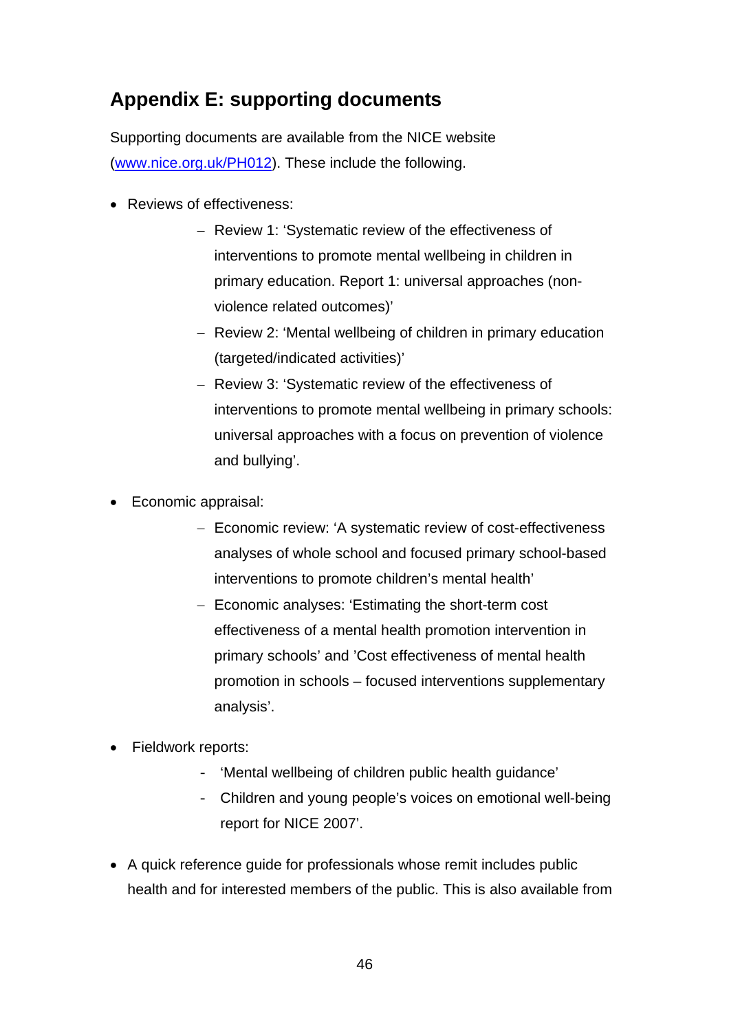## Appendix E: supporting documents

Supporting documents are available from the NICE website ([www.nice.org.uk/PH012](www.nice.org.uk/PH012)). These include the following.

- Reviews of effectiveness:
  - Review 1: 'Systematic review of the effectiveness of interventions to promote mental wellbeing in children in primary education. Report 1: universal approaches (non-violence related outcomes)'
  - Review 2: 'Mental wellbeing of children in primary education (targeted/indicated activities)'
  - Review 3: 'Systematic review of the effectiveness of interventions to promote mental wellbeing in primary schools: universal approaches with a focus on prevention of violence and bullying'.

- Economic appraisal:
  - Economic review: 'A systematic review of cost-effectiveness analyses of whole school and focused primary school-based interventions to promote children's mental health'
  - Economic analyses: 'Estimating the short-term cost effectiveness of a mental health promotion intervention in primary schools' and 'Cost effectiveness of mental health promotion in schools – focused interventions supplementary analysis'.

- Fieldwork reports:
  - 'Mental wellbeing of children public health guidance'
  - Children and young people's voices on emotional well-being report for NICE 2007'.

- A quick reference guide for professionals whose remit includes public health and for interested members of the public. This is also available from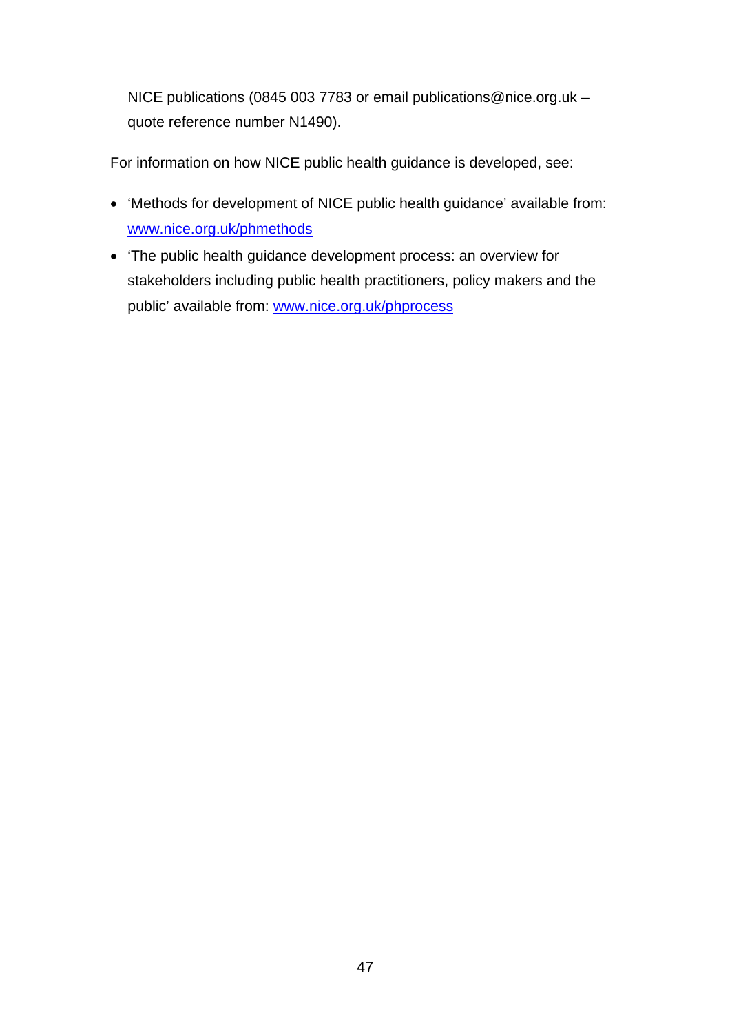NICE publications (0845 003 7783 or email publications@nice.org.uk – quote reference number N1490).

For information on how NICE public health guidance is developed, see:

- 'Methods for development of NICE public health guidance' available from: [www.nice.org.uk/phmethods](http://www.nice.org.uk/phmethods)
- 'The public health guidance development process: an overview for stakeholders including public health practitioners, policy makers and the public' available from: [www.nice.org.uk/phprocess](http://www.nice.org.uk/phprocess)